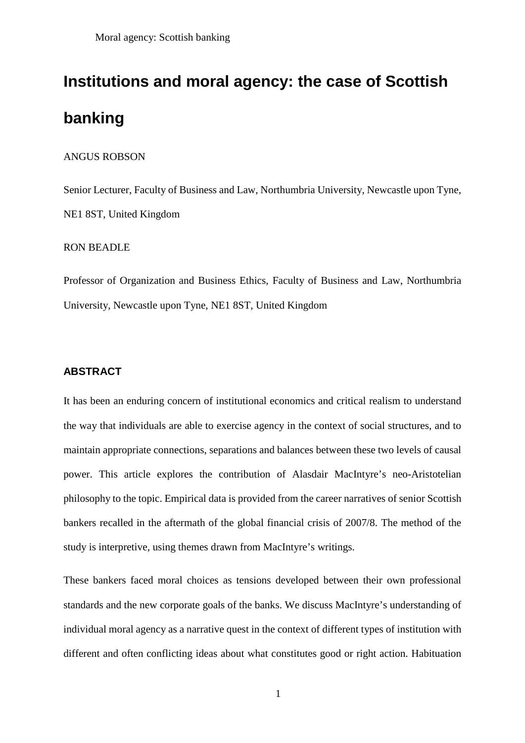# Institutions and moral agency: the case of Scottish banking

ANGUS ROBSON

Senior Lecturer, Faculty of Business and Law, Northumbria University, Newcastle upon Tyne, NE1 8ST, United Kingdom

RON BEADLE

Professor of Organization and Business Ethics, Faculty of Business and Law, Northumbria University, Newcastle upon Tyne, NE1 8ST, United Kingdom

## ABSTRACT

It has been an enduring concern of institutional economics and critical realism to understand the way that individuals are able to exercise agency in the context of social structures, and to maintain appropriate connections, separations and balances between these two levels of causal power. This article explores the contribution of Alasdair MacIntyre's neo-Aristotelian philosophy to the topic. Empirical data is provided from the career narratives of senior Scottish bankers recalled in the aftermath of the global financial crisis of 2007/8. The method of the study is interpretive, using themes drawn from MacIntyre's writings.

These bankers faced moral choices as tensions developed between their own professional standards and the new corporate goals of the banks. We discuss MacIntyre's understanding of individual moral agency as a narrative quest in the context of different types of institution with different and often conflicting ideas about what constitutes good or right action. Habituation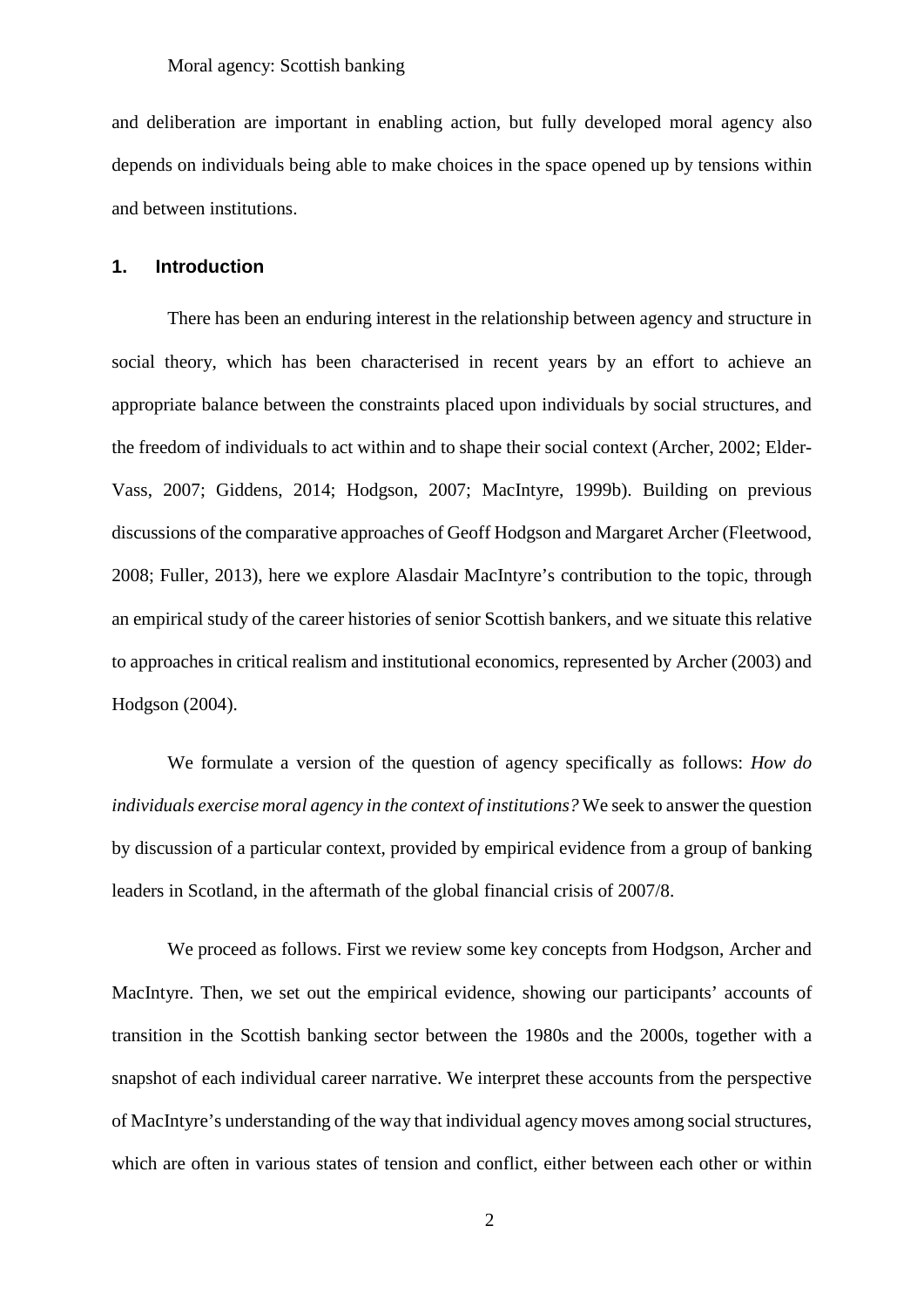and deliberation are important in enabling action, but fully developed moral agency also depends on individuals being able to make choices in the space opened up by tensions within and between institutions.

## 1. Introduction

There has been an enduring interest in the relationship between agency and structure in social theory, which has been characterised in recent years by an effort to achieve an appropriate balance between the constraints placed upon individuals by social structures, and the freedom of individuals to act within and to shape their social context (Archer, 2002; Elder-Vass, 2007; Giddens, 2014; Hodgson, 2007; MacIntyre, 1999b). Building on previous discussions of the comparative approaches of Geoff Hodgson and Margaret Archer (Fleetwood, 2008; Fuller, 2013), here we explore Alasdair MacIntyre's contribution to the topic, through an empirical study of the career histories of senior Scottish bankers, and we situate this relative to approaches in critical realism and institutional economics, represented by Archer (2003) and Hodgson (2004).

We formulate a version of the question of agency specifically as follows: *How do individuals exercise moral agency in the context of institutions?* We seek to answer the question by discussion of a particular context, provided by empirical evidence from a group of banking leaders in Scotland, in the aftermath of the global financial crisis of 2007/8.

We proceed as follows. First we review some key concepts from Hodgson, Archer and MacIntyre. Then, we set out the empirical evidence, showing our participants' accounts of transition in the Scottish banking sector between the 1980s and the 2000s, together with a snapshot of each individual career narrative. We interpret these accounts from the perspective of MacIntyre's understanding of the way that individual agency moves among social structures, which are often in various states of tension and conflict, either between each other or within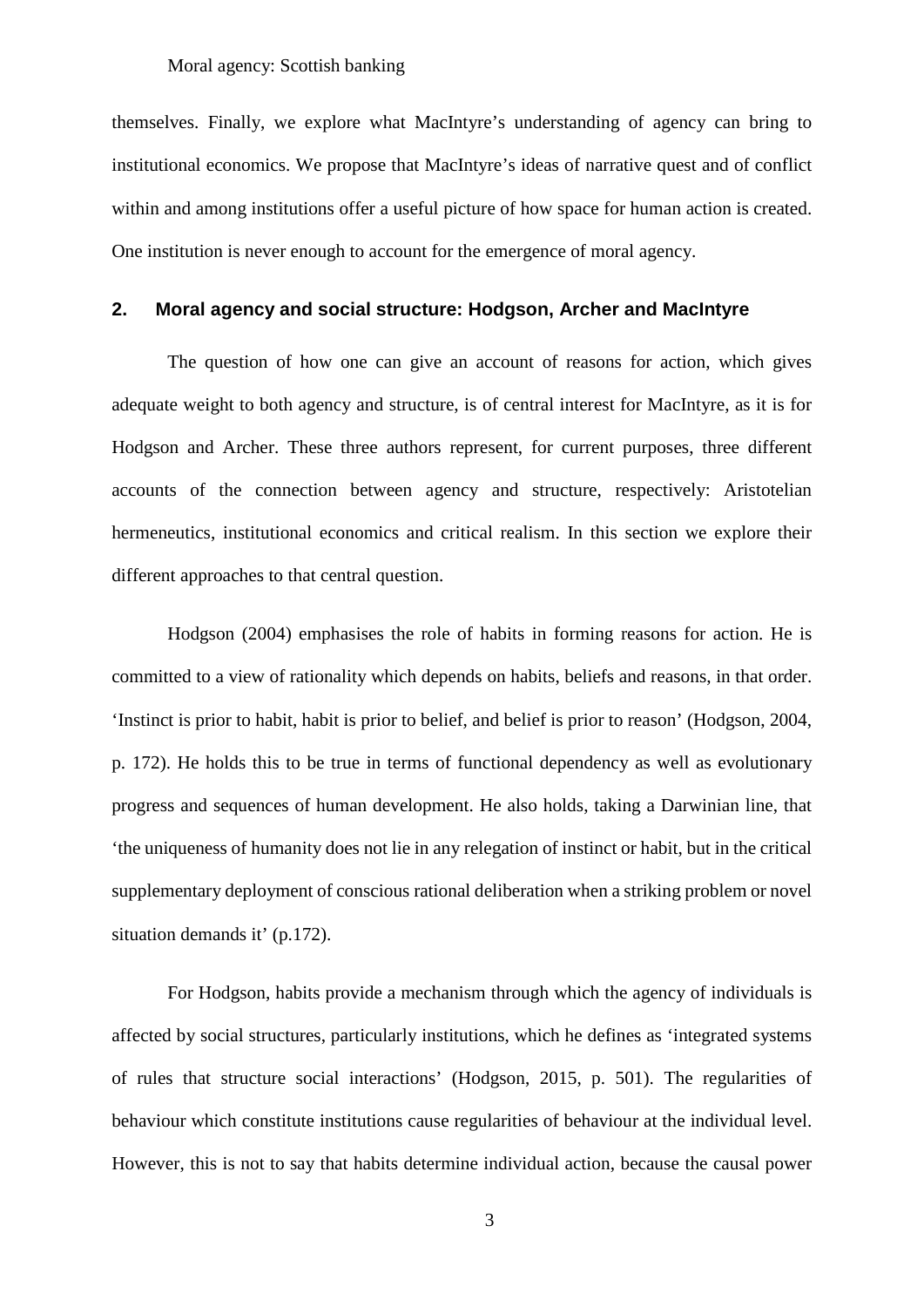themselves. Finally, we explore what MacIntyre's understanding of agency can bring to institutional economics. We propose that MacIntyre's ideas of narrative quest and of conflict within and among institutions offer a useful picture of how space for human action is created. One institution is never enough to account for the emergence of moral agency.

## 2. Moral agency and social structure: Hodgson, Archer and MacIntyre

The question of how one can give an account of reasons for action, which gives adequate weight to both agency and structure, is of central interest for MacIntyre, as it is for Hodgson and Archer. These three authors represent, for current purposes, three different accounts of the connection between agency and structure, respectively: Aristotelian hermeneutics, institutional economics and critical realism. In this section we explore their different approaches to that central question.

Hodgson (2004) emphasises the role of habits in forming reasons for action. He is committed to a view of rationality which depends on habits, beliefs and reasons, in that order. 'Instinct is prior to habit, habit is prior to belief, and belief is prior to reason' (Hodgson, 2004, p. 172). He holds this to be true in terms of functional dependency as well as evolutionary progress and sequences of human development. He also holds, taking a Darwinian line, that 'the uniqueness of humanity does not lie in any relegation of instinct or habit, but in the critical supplementary deployment of conscious rational deliberation when a striking problem or novel situation demands it' (p.172).

For Hodgson, habits provide a mechanism through which the agency of individuals is affected by social structures, particularly institutions, which he defines as 'integrated systems of rules that structure social interactions' (Hodgson, 2015, p. 501). The regularities of behaviour which constitute institutions cause regularities of behaviour at the individual level. However, this is not to say that habits determine individual action, because the causal power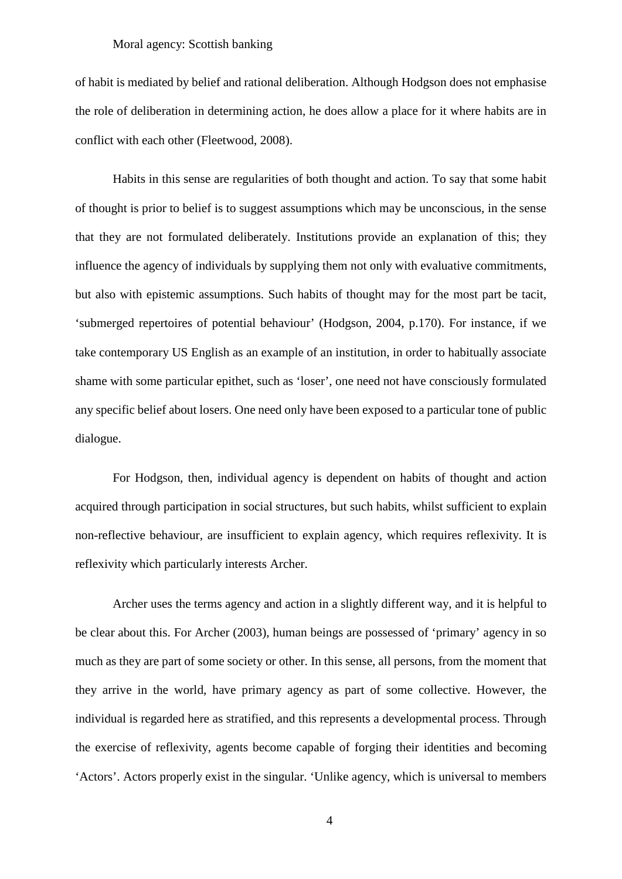of habit is mediated by belief and rational deliberation. Although Hodgson does not emphasise the role of deliberation in determining action, he does allow a place for it where habits are in conflict with each other (Fleetwood, 2008).

Habits in this sense are regularities of both thought and action. To say that some habit of thought is prior to belief is to suggest assumptions which may be unconscious, in the sense that they are not formulated deliberately. Institutions provide an explanation of this; they influence the agency of individuals by supplying them not only with evaluative commitments, but also with epistemic assumptions. Such habits of thought may for the most part be tacit, 'submerged repertoires of potential behaviour' (Hodgson, 2004, p.170). For instance, if we take contemporary US English as an example of an institution, in order to habitually associate shame with some particular epithet, such as 'loser', one need not have consciously formulated any specific belief about losers. One need only have been exposed to a particular tone of public dialogue.

For Hodgson, then, individual agency is dependent on habits of thought and action acquired through participation in social structures, but such habits, whilst sufficient to explain non-reflective behaviour, are insufficient to explain agency, which requires reflexivity. It is reflexivity which particularly interests Archer.

Archer uses the terms agency and action in a slightly different way, and it is helpful to be clear about this. For Archer (2003), human beings are possessed of 'primary' agency in so much as they are part of some society or other. In this sense, all persons, from the moment that they arrive in the world, have primary agency as part of some collective. However, the individual is regarded here as stratified, and this represents a developmental process. Through the exercise of reflexivity, agents become capable of forging their identities and becoming 'Actors'. Actors properly exist in the singular. 'Unlike agency, which is universal to members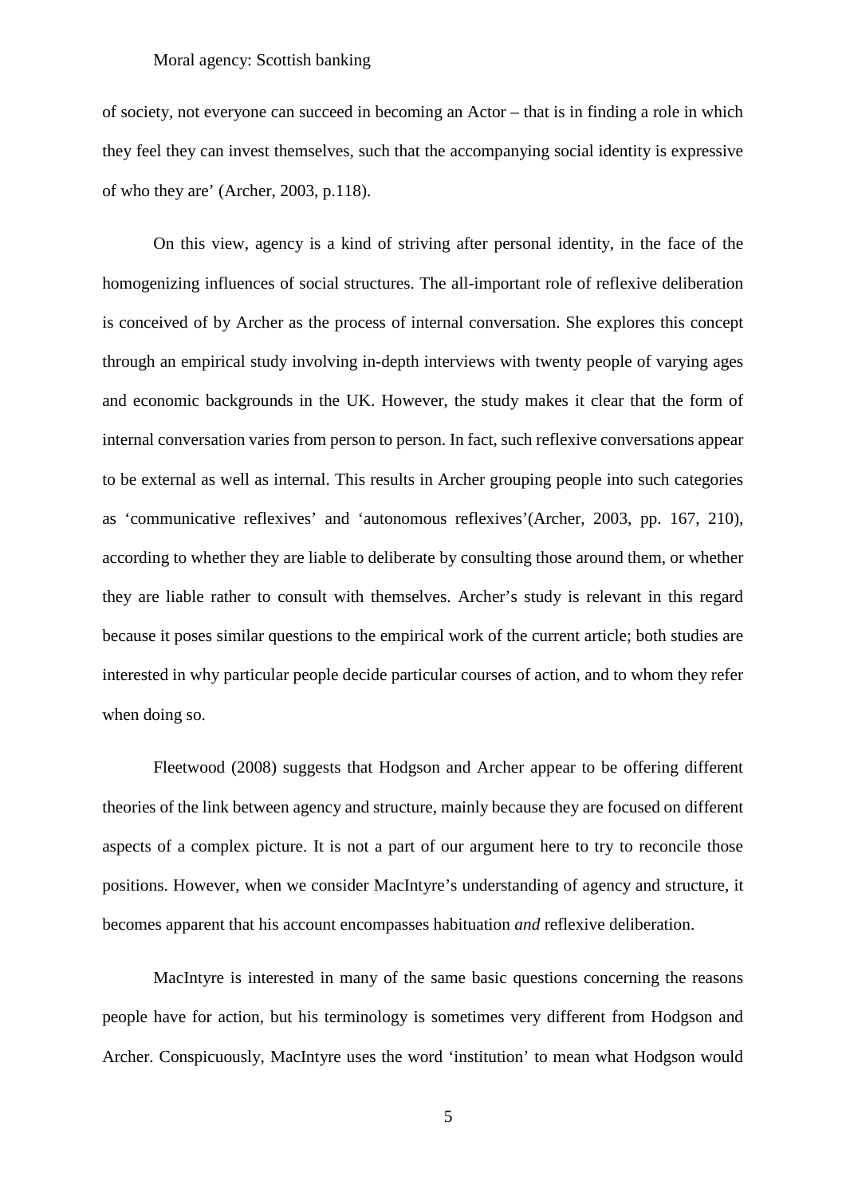of society, not everyone can succeed in becoming an Actor – that is in finding a role in which they feel they can invest themselves, such that the accompanying social identity is expressive of who they are' (Archer, 2003, p.118).

On this view, agency is a kind of striving after personal identity, in the face of the homogenizing influences of social structures. The all-important role of reflexive deliberation is conceived of by Archer as the process of internal conversation. She explores this concept through an empirical study involving in-depth interviews with twenty people of varying ages and economic backgrounds in the UK. However, the study makes it clear that the form of internal conversation varies from person to person. In fact, such reflexive conversations appear to be external as well as internal. This results in Archer grouping people into such categories as 'communicative reflexives' and 'autonomous reflexives'(Archer, 2003, pp. 167, 210), according to whether they are liable to deliberate by consulting those around them, or whether they are liable rather to consult with themselves. Archer's study is relevant in this regard because it poses similar questions to the empirical work of the current article; both studies are interested in why particular people decide particular courses of action, and to whom they refer when doing so.

Fleetwood (2008) suggests that Hodgson and Archer appear to be offering different theories of the link between agency and structure, mainly because they are focused on different aspects of a complex picture. It is not a part of our argument here to try to reconcile those positions. However, when we consider MacIntyre's understanding of agency and structure, it becomes apparent that his account encompasses habituation *and* reflexive deliberation.

MacIntyre is interested in many of the same basic questions concerning the reasons people have for action, but his terminology is sometimes very different from Hodgson and Archer. Conspicuously, MacIntyre uses the word 'institution' to mean what Hodgson would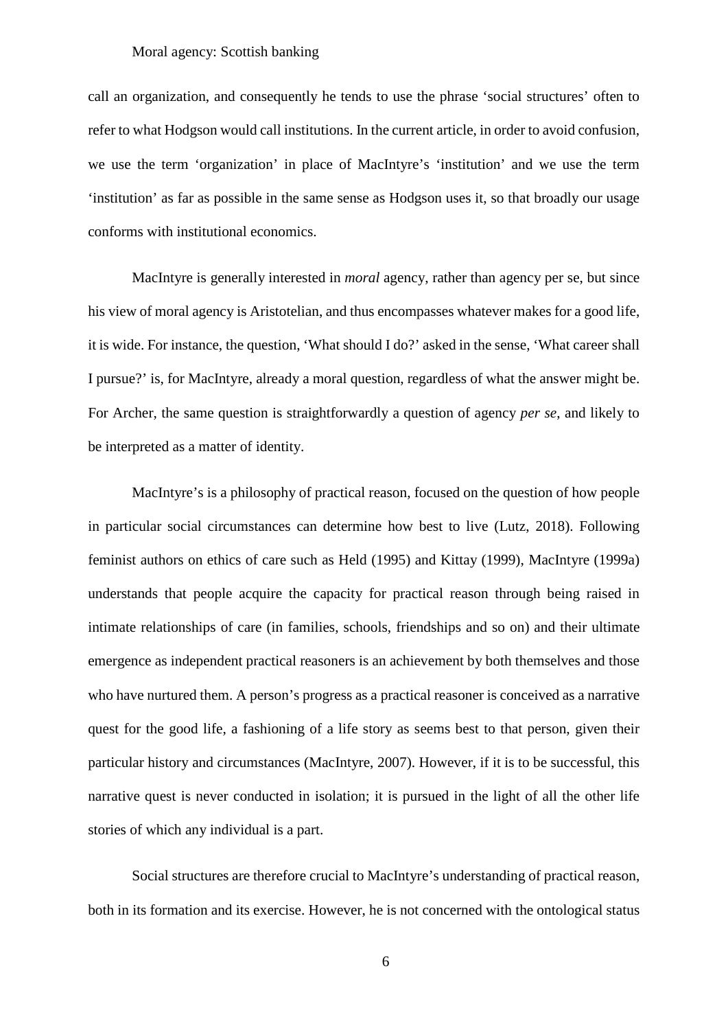call an organization, and consequently he tends to use the phrase 'social structures' often to refer to what Hodgson would call institutions. In the current article, in order to avoid confusion, we use the term 'organization' in place of MacIntyre's 'institution' and we use the term 'institution' as far as possible in the same sense as Hodgson uses it, so that broadly our usage conforms with institutional economics.

MacIntyre is generally interested in *moral* agency, rather than agency per se, but since his view of moral agency is Aristotelian, and thus encompasses whatever makes for a good life, it is wide. For instance, the question, 'What should I do?' asked in the sense, 'What career shall I pursue?' is, for MacIntyre, already a moral question, regardless of what the answer might be. For Archer, the same question is straightforwardly a question of agency *per se*, and likely to be interpreted as a matter of identity.

MacIntyre's is a philosophy of practical reason, focused on the question of how people in particular social circumstances can determine how best to live (Lutz, 2018). Following feminist authors on ethics of care such as Held (1995) and Kittay (1999), MacIntyre (1999a) understands that people acquire the capacity for practical reason through being raised in intimate relationships of care (in families, schools, friendships and so on) and their ultimate emergence as independent practical reasoners is an achievement by both themselves and those who have nurtured them. A person's progress as a practical reasoner is conceived as a narrative quest for the good life, a fashioning of a life story as seems best to that person, given their particular history and circumstances (MacIntyre, 2007). However, if it is to be successful, this narrative quest is never conducted in isolation; it is pursued in the light of all the other life stories of which any individual is a part.

Social structures are therefore crucial to MacIntyre's understanding of practical reason, both in its formation and its exercise. However, he is not concerned with the ontological status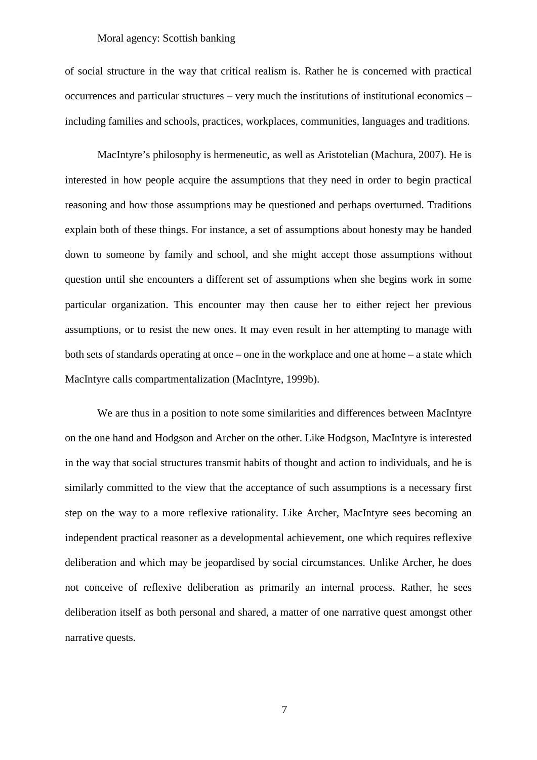of social structure in the way that critical realism is. Rather he is concerned with practical occurrences and particular structures – very much the institutions of institutional economics – including families and schools, practices, workplaces, communities, languages and traditions.

MacIntyre's philosophy is hermeneutic, as well as Aristotelian (Machura, 2007). He is interested in how people acquire the assumptions that they need in order to begin practical reasoning and how those assumptions may be questioned and perhaps overturned. Traditions explain both of these things. For instance, a set of assumptions about honesty may be handed down to someone by family and school, and she might accept those assumptions without question until she encounters a different set of assumptions when she begins work in some particular organization. This encounter may then cause her to either reject her previous assumptions, or to resist the new ones. It may even result in her attempting to manage with both sets of standards operating at once – one in the workplace and one at home – a state which MacIntyre calls compartmentalization (MacIntyre, 1999b).

We are thus in a position to note some similarities and differences between MacIntyre on the one hand and Hodgson and Archer on the other. Like Hodgson, MacIntyre is interested in the way that social structures transmit habits of thought and action to individuals, and he is similarly committed to the view that the acceptance of such assumptions is a necessary first step on the way to a more reflexive rationality. Like Archer, MacIntyre sees becoming an independent practical reasoner as a developmental achievement, one which requires reflexive deliberation and which may be jeopardised by social circumstances. Unlike Archer, he does not conceive of reflexive deliberation as primarily an internal process. Rather, he sees deliberation itself as both personal and shared, a matter of one narrative quest amongst other narrative quests.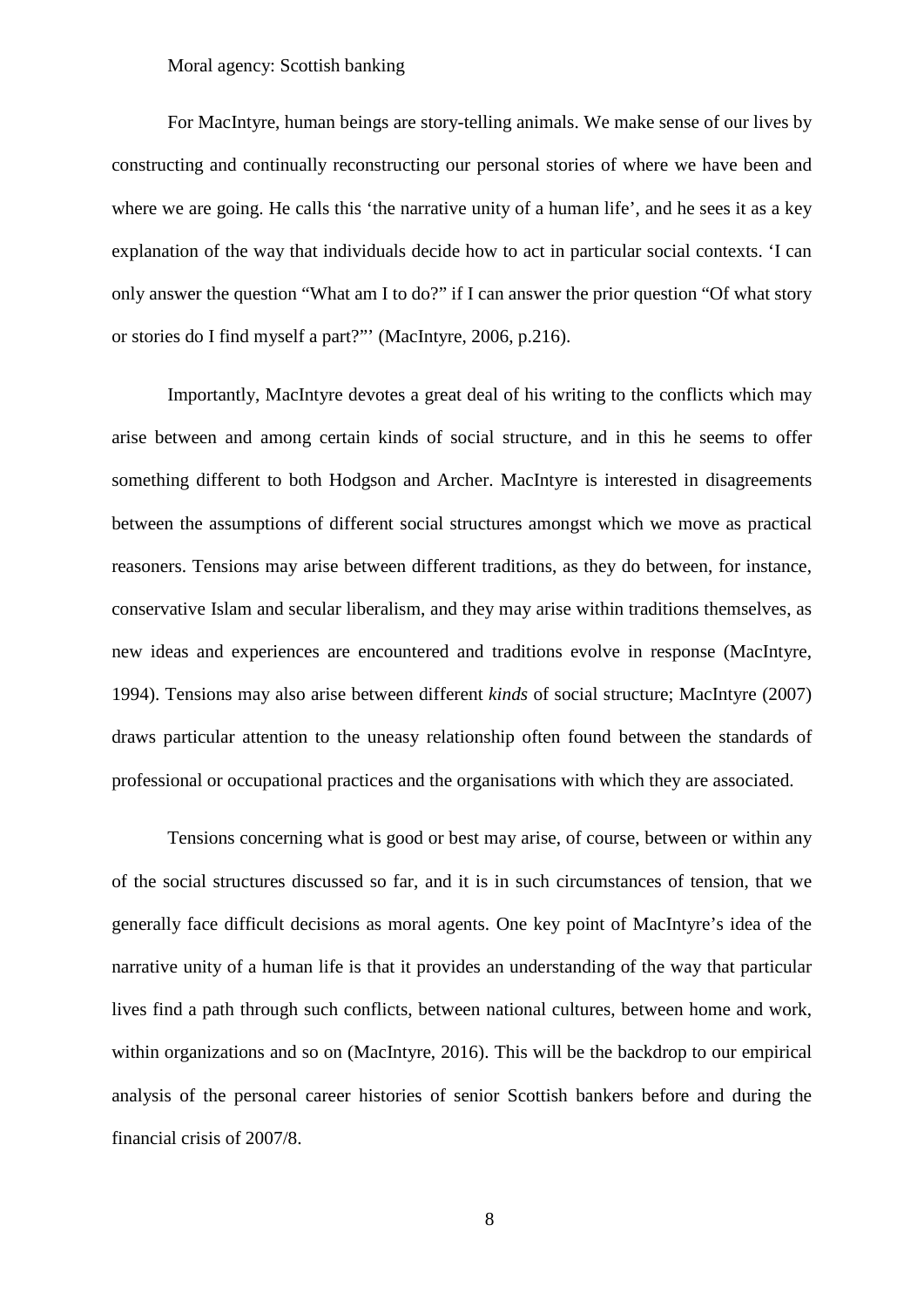Moral agency: Scottish banking

For MacIntyre, human beings are story-telling animals. We make sense of our lives by constructing and continually reconstructing our personal stories of where we have been and where we are going. He calls this 'the narrative unity of a human life', and he sees it as a key explanation of the way that individuals decide how to act in particular social contexts. 'I can only answer the question "What am I to do?" if I can answer the prior question "Of what story or stories do I find myself a part?"' (MacIntyre, 2006, p.216).

Importantly, MacIntyre devotes a great deal of his writing to the conflicts which may arise between and among certain kinds of social structure, and in this he seems to offer something different to both Hodgson and Archer. MacIntyre is interested in disagreements between the assumptions of different social structures amongst which we move as practical reasoners. Tensions may arise between different traditions, as they do between, for instance, conservative Islam and secular liberalism, and they may arise within traditions themselves, as new ideas and experiences are encountered and traditions evolve in response (MacIntyre, 1994). Tensions may also arise between different *kinds* of social structure; MacIntyre (2007) draws particular attention to the uneasy relationship often found between the standards of professional or occupational practices and the organisations with which they are associated.

Tensions concerning what is good or best may arise, of course, between or within any of the social structures discussed so far, and it is in such circumstances of tension, that we generally face difficult decisions as moral agents. One key point of MacIntyre's idea of the narrative unity of a human life is that it provides an understanding of the way that particular lives find a path through such conflicts, between national cultures, between home and work, within organizations and so on (MacIntyre, 2016). This will be the backdrop to our empirical analysis of the personal career histories of senior Scottish bankers before and during the financial crisis of 2007/8.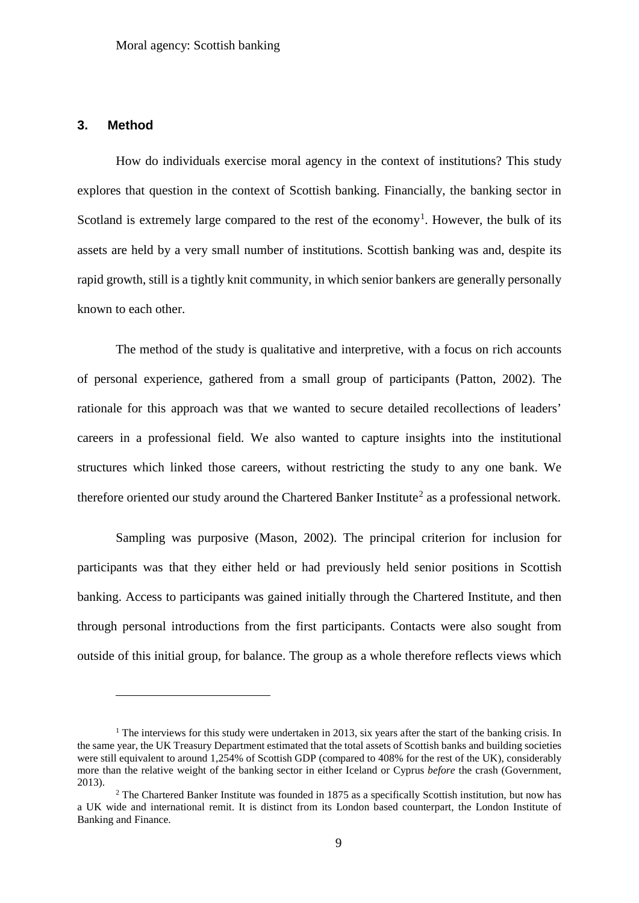## 3. Method

How do individuals exercise moral agency in the context of institutions? This study explores that question in the context of Scottish banking. Financially, the banking sector in Scotland is extremely large compared to the rest of the economy[1]. However, the bulk of its assets are held by a very small number of institutions. Scottish banking was and, despite its rapid growth, still is a tightly knit community, in which senior bankers are generally personally known to each other.

The method of the study is qualitative and interpretive, with a focus on rich accounts of personal experience, gathered from a small group of participants (Patton, 2002). The rationale for this approach was that we wanted to secure detailed recollections of leaders' careers in a professional field. We also wanted to capture insights into the institutional structures which linked those careers, without restricting the study to any one bank. We therefore oriented our study around the Chartered Banker Institute[2] as a professional network.

Sampling was purposive (Mason, 2002). The principal criterion for inclusion for participants was that they either held or had previously held senior positions in Scottish banking. Access to participants was gained initially through the Chartered Institute, and then through personal introductions from the first participants. Contacts were also sought from outside of this initial group, for balance. The group as a whole therefore reflects views which

---

[1] The interviews for this study were undertaken in 2013, six years after the start of the banking crisis. In the same year, the UK Treasury Department estimated that the total assets of Scottish banks and building societies were still equivalent to around 1,254% of Scottish GDP (compared to 408% for the rest of the UK), considerably more than the relative weight of the banking sector in either Iceland or Cyprus *before* the crash (Government, 2013).

[2] The Chartered Banker Institute was founded in 1875 as a specifically Scottish institution, but now has a UK wide and international remit. It is distinct from its London based counterpart, the London Institute of Banking and Finance.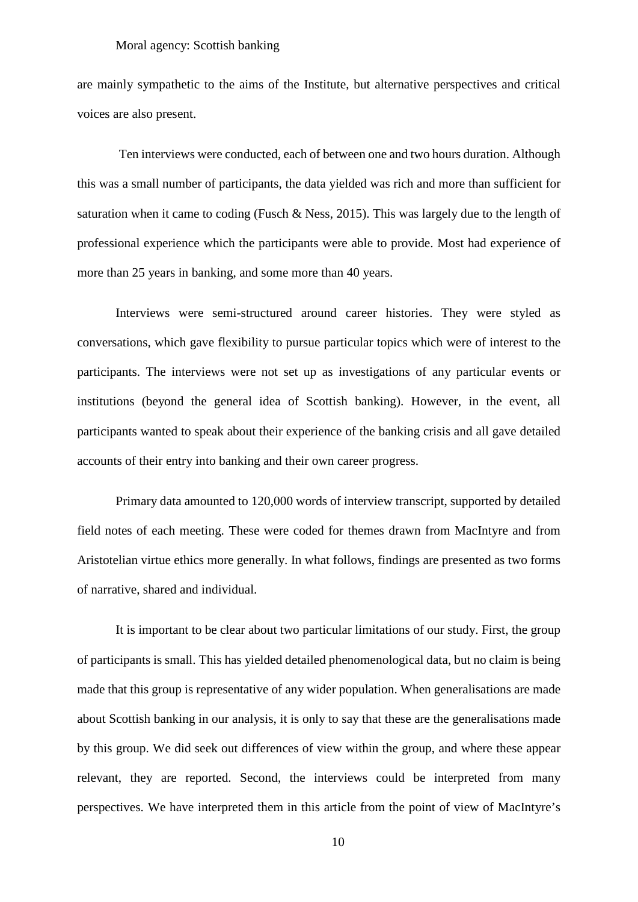are mainly sympathetic to the aims of the Institute, but alternative perspectives and critical voices are also present.

Ten interviews were conducted, each of between one and two hours duration. Although this was a small number of participants, the data yielded was rich and more than sufficient for saturation when it came to coding (Fusch & Ness, 2015). This was largely due to the length of professional experience which the participants were able to provide. Most had experience of more than 25 years in banking, and some more than 40 years.

Interviews were semi-structured around career histories. They were styled as conversations, which gave flexibility to pursue particular topics which were of interest to the participants. The interviews were not set up as investigations of any particular events or institutions (beyond the general idea of Scottish banking). However, in the event, all participants wanted to speak about their experience of the banking crisis and all gave detailed accounts of their entry into banking and their own career progress.

Primary data amounted to 120,000 words of interview transcript, supported by detailed field notes of each meeting. These were coded for themes drawn from MacIntyre and from Aristotelian virtue ethics more generally. In what follows, findings are presented as two forms of narrative, shared and individual.

It is important to be clear about two particular limitations of our study. First, the group of participants is small. This has yielded detailed phenomenological data, but no claim is being made that this group is representative of any wider population. When generalisations are made about Scottish banking in our analysis, it is only to say that these are the generalisations made by this group. We did seek out differences of view within the group, and where these appear relevant, they are reported. Second, the interviews could be interpreted from many perspectives. We have interpreted them in this article from the point of view of MacIntyre's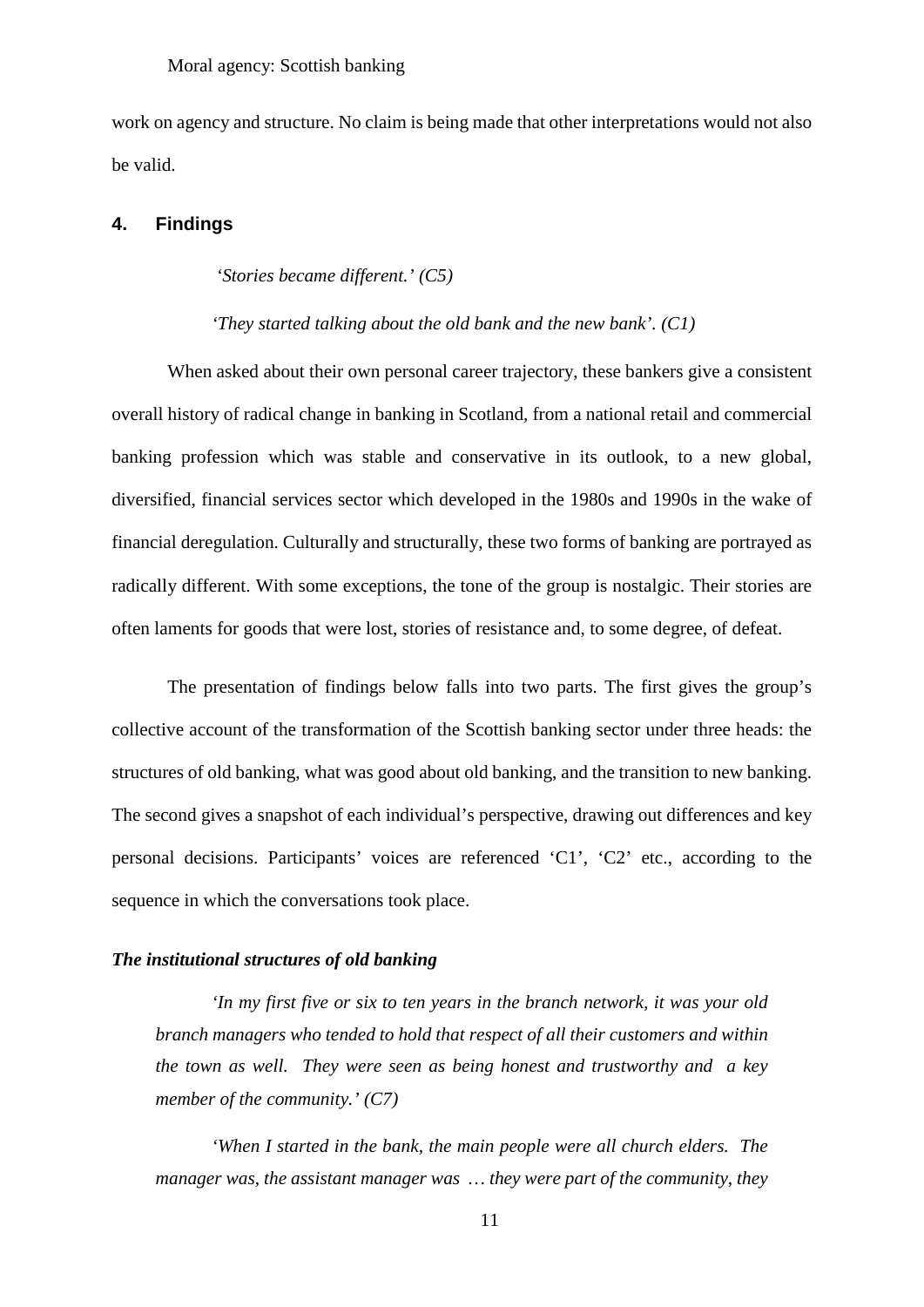work on agency and structure. No claim is being made that other interpretations would not also be valid.

## 4. Findings

*'Stories became different.' (C5)*

*'They started talking about the old bank and the new bank'. (C1)*

When asked about their own personal career trajectory, these bankers give a consistent overall history of radical change in banking in Scotland, from a national retail and commercial banking profession which was stable and conservative in its outlook, to a new global, diversified, financial services sector which developed in the 1980s and 1990s in the wake of financial deregulation. Culturally and structurally, these two forms of banking are portrayed as radically different. With some exceptions, the tone of the group is nostalgic. Their stories are often laments for goods that were lost, stories of resistance and, to some degree, of defeat.

The presentation of findings below falls into two parts. The first gives the group's collective account of the transformation of the Scottish banking sector under three heads: the structures of old banking, what was good about old banking, and the transition to new banking. The second gives a snapshot of each individual's perspective, drawing out differences and key personal decisions. Participants' voices are referenced 'C1', 'C2' etc., according to the sequence in which the conversations took place.

### *The institutional structures of old banking*

> *'In my first five or six to ten years in the branch network, it was your old branch managers who tended to hold that respect of all their customers and within the town as well. They were seen as being honest and trustworthy and a key member of the community.' (C7)*

> *'When I started in the bank, the main people were all church elders. The manager was, the assistant manager was … they were part of the community, they*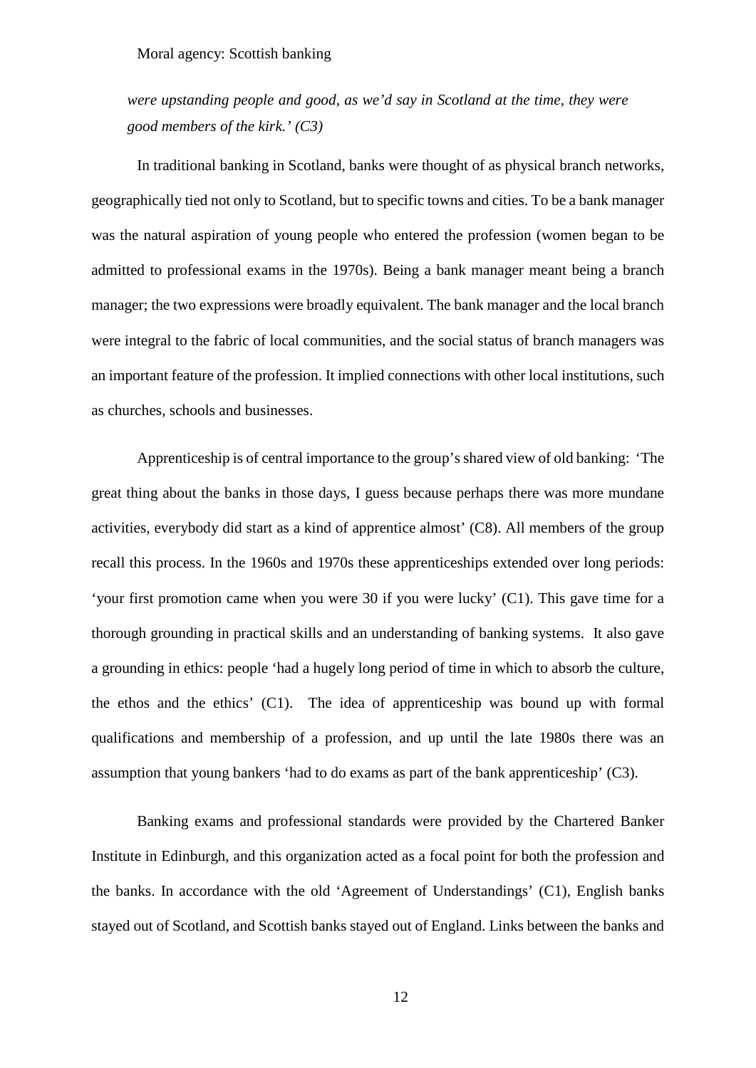*were upstanding people and good, as we'd say in Scotland at the time, they were good members of the kirk.' (C3)*

In traditional banking in Scotland, banks were thought of as physical branch networks, geographically tied not only to Scotland, but to specific towns and cities. To be a bank manager was the natural aspiration of young people who entered the profession (women began to be admitted to professional exams in the 1970s). Being a bank manager meant being a branch manager; the two expressions were broadly equivalent. The bank manager and the local branch were integral to the fabric of local communities, and the social status of branch managers was an important feature of the profession. It implied connections with other local institutions, such as churches, schools and businesses.

Apprenticeship is of central importance to the group's shared view of old banking: 'The great thing about the banks in those days, I guess because perhaps there was more mundane activities, everybody did start as a kind of apprentice almost' (C8). All members of the group recall this process. In the 1960s and 1970s these apprenticeships extended over long periods: 'your first promotion came when you were 30 if you were lucky' (C1). This gave time for a thorough grounding in practical skills and an understanding of banking systems. It also gave a grounding in ethics: people 'had a hugely long period of time in which to absorb the culture, the ethos and the ethics' (C1). The idea of apprenticeship was bound up with formal qualifications and membership of a profession, and up until the late 1980s there was an assumption that young bankers 'had to do exams as part of the bank apprenticeship' (C3).

Banking exams and professional standards were provided by the Chartered Banker Institute in Edinburgh, and this organization acted as a focal point for both the profession and the banks. In accordance with the old 'Agreement of Understandings' (C1), English banks stayed out of Scotland, and Scottish banks stayed out of England. Links between the banks and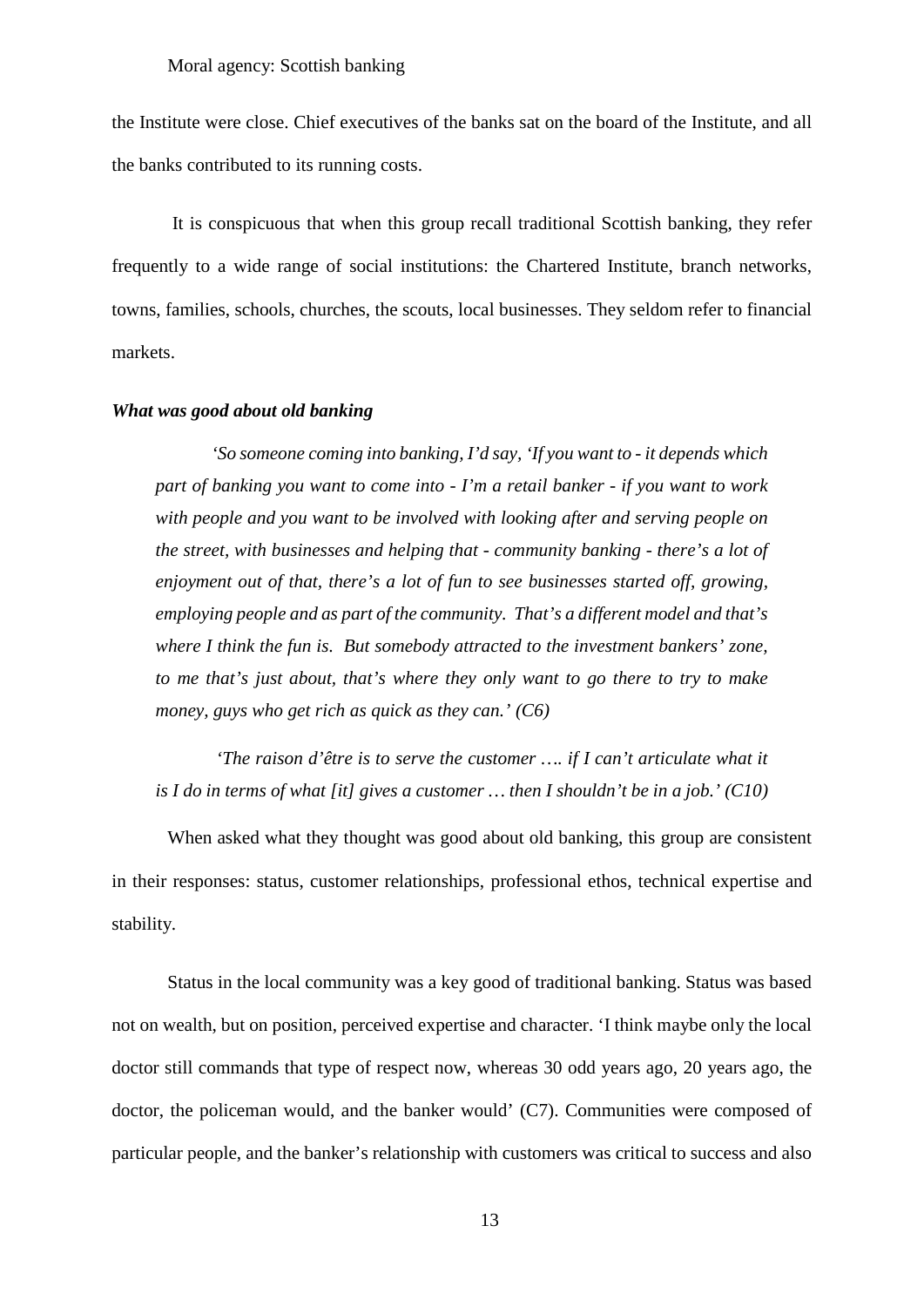the Institute were close. Chief executives of the banks sat on the board of the Institute, and all the banks contributed to its running costs.

It is conspicuous that when this group recall traditional Scottish banking, they refer frequently to a wide range of social institutions: the Chartered Institute, branch networks, towns, families, schools, churches, the scouts, local businesses. They seldom refer to financial markets.

### *What was good about old banking*

> *'So someone coming into banking, I'd say, 'If you want to - it depends which part of banking you want to come into - I'm a retail banker - if you want to work with people and you want to be involved with looking after and serving people on the street, with businesses and helping that - community banking - there's a lot of enjoyment out of that, there's a lot of fun to see businesses started off, growing, employing people and as part of the community. That's a different model and that's where I think the fun is. But somebody attracted to the investment bankers' zone, to me that's just about, that's where they only want to go there to try to make money, guys who get rich as quick as they can.' (C6)*

> *'The raison d'être is to serve the customer …. if I can't articulate what it is I do in terms of what [it] gives a customer … then I shouldn't be in a job.' (C10)*

When asked what they thought was good about old banking, this group are consistent in their responses: status, customer relationships, professional ethos, technical expertise and stability.

Status in the local community was a key good of traditional banking. Status was based not on wealth, but on position, perceived expertise and character. 'I think maybe only the local doctor still commands that type of respect now, whereas 30 odd years ago, 20 years ago, the doctor, the policeman would, and the banker would' (C7). Communities were composed of particular people, and the banker's relationship with customers was critical to success and also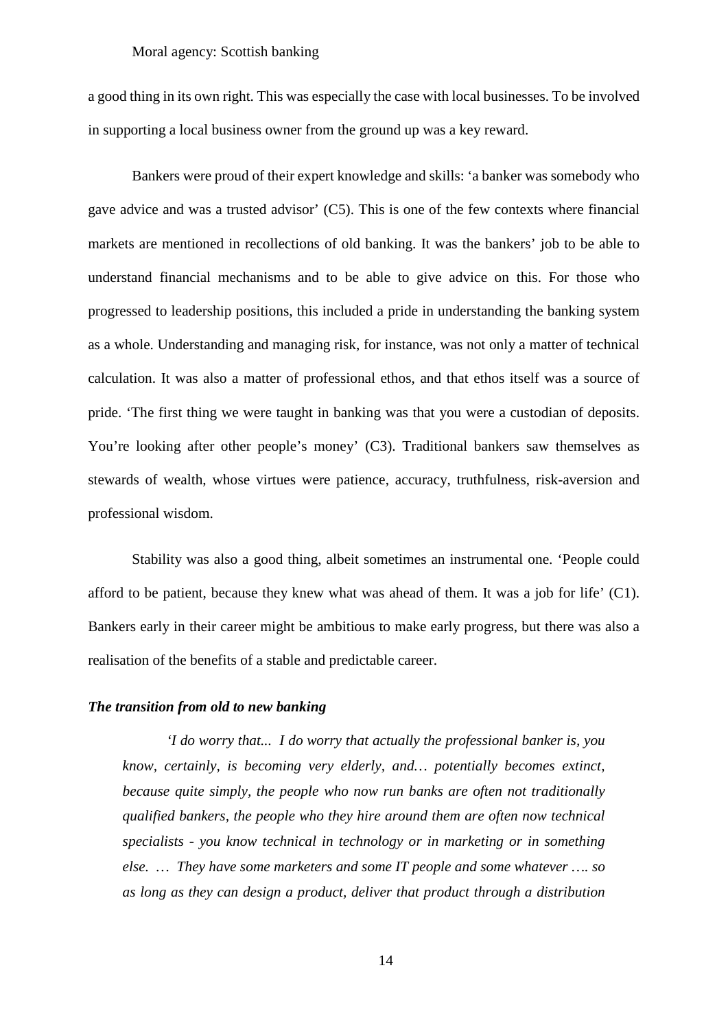a good thing in its own right. This was especially the case with local businesses. To be involved in supporting a local business owner from the ground up was a key reward.

Bankers were proud of their expert knowledge and skills: 'a banker was somebody who gave advice and was a trusted advisor' (C5). This is one of the few contexts where financial markets are mentioned in recollections of old banking. It was the bankers' job to be able to understand financial mechanisms and to be able to give advice on this. For those who progressed to leadership positions, this included a pride in understanding the banking system as a whole. Understanding and managing risk, for instance, was not only a matter of technical calculation. It was also a matter of professional ethos, and that ethos itself was a source of pride. 'The first thing we were taught in banking was that you were a custodian of deposits. You're looking after other people's money' (C3). Traditional bankers saw themselves as stewards of wealth, whose virtues were patience, accuracy, truthfulness, risk-aversion and professional wisdom.

Stability was also a good thing, albeit sometimes an instrumental one. 'People could afford to be patient, because they knew what was ahead of them. It was a job for life' (C1). Bankers early in their career might be ambitious to make early progress, but there was also a realisation of the benefits of a stable and predictable career.

### *The transition from old to new banking*

> *'I do worry that... I do worry that actually the professional banker is, you know, certainly, is becoming very elderly, and… potentially becomes extinct, because quite simply, the people who now run banks are often not traditionally qualified bankers, the people who they hire around them are often now technical specialists - you know technical in technology or in marketing or in something else. … They have some marketers and some IT people and some whatever …. so as long as they can design a product, deliver that product through a distribution*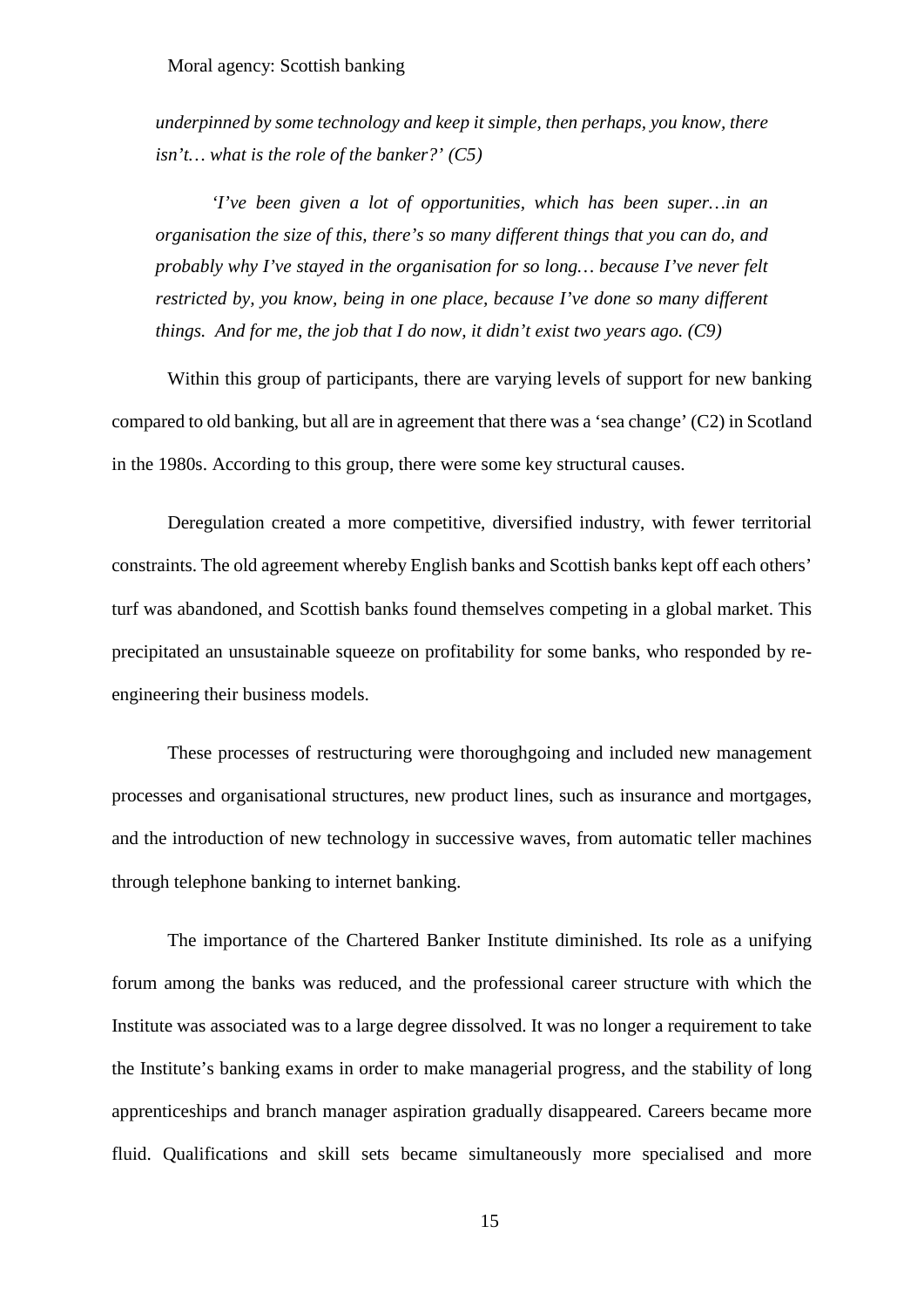*underpinned by some technology and keep it simple, then perhaps, you know, there isn't… what is the role of the banker?' (C5)*

*'I've been given a lot of opportunities, which has been super…in an organisation the size of this, there's so many different things that you can do, and probably why I've stayed in the organisation for so long… because I've never felt restricted by, you know, being in one place, because I've done so many different things. And for me, the job that I do now, it didn't exist two years ago. (C9)*

Within this group of participants, there are varying levels of support for new banking compared to old banking, but all are in agreement that there was a 'sea change' (C2) in Scotland in the 1980s. According to this group, there were some key structural causes.

Deregulation created a more competitive, diversified industry, with fewer territorial constraints. The old agreement whereby English banks and Scottish banks kept off each others' turf was abandoned, and Scottish banks found themselves competing in a global market. This precipitated an unsustainable squeeze on profitability for some banks, who responded by re-engineering their business models.

These processes of restructuring were thoroughgoing and included new management processes and organisational structures, new product lines, such as insurance and mortgages, and the introduction of new technology in successive waves, from automatic teller machines through telephone banking to internet banking.

The importance of the Chartered Banker Institute diminished. Its role as a unifying forum among the banks was reduced, and the professional career structure with which the Institute was associated was to a large degree dissolved. It was no longer a requirement to take the Institute's banking exams in order to make managerial progress, and the stability of long apprenticeships and branch manager aspiration gradually disappeared. Careers became more fluid. Qualifications and skill sets became simultaneously more specialised and more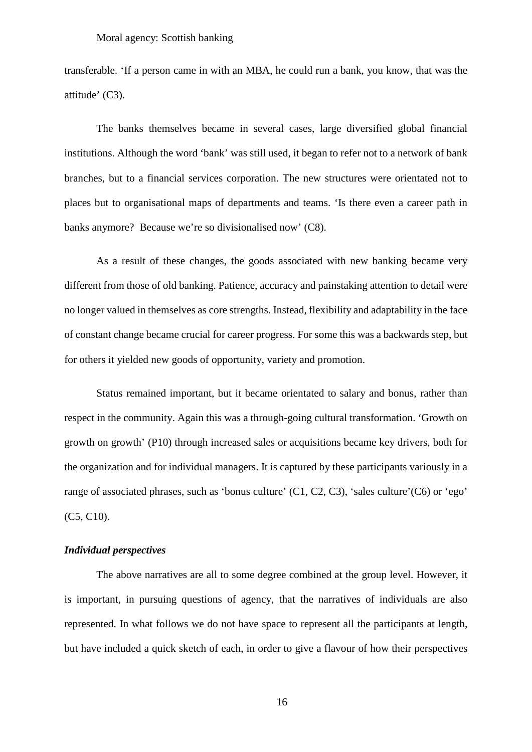transferable. 'If a person came in with an MBA, he could run a bank, you know, that was the attitude' (C3).

The banks themselves became in several cases, large diversified global financial institutions. Although the word 'bank' was still used, it began to refer not to a network of bank branches, but to a financial services corporation. The new structures were orientated not to places but to organisational maps of departments and teams. 'Is there even a career path in banks anymore? Because we're so divisionalised now' (C8).

As a result of these changes, the goods associated with new banking became very different from those of old banking. Patience, accuracy and painstaking attention to detail were no longer valued in themselves as core strengths. Instead, flexibility and adaptability in the face of constant change became crucial for career progress. For some this was a backwards step, but for others it yielded new goods of opportunity, variety and promotion.

Status remained important, but it became orientated to salary and bonus, rather than respect in the community. Again this was a through-going cultural transformation. 'Growth on growth on growth' (P10) through increased sales or acquisitions became key drivers, both for the organization and for individual managers. It is captured by these participants variously in a range of associated phrases, such as 'bonus culture' (C1, C2, C3), 'sales culture'(C6) or 'ego' (C5, C10).

### *Individual perspectives*

The above narratives are all to some degree combined at the group level. However, it is important, in pursuing questions of agency, that the narratives of individuals are also represented. In what follows we do not have space to represent all the participants at length, but have included a quick sketch of each, in order to give a flavour of how their perspectives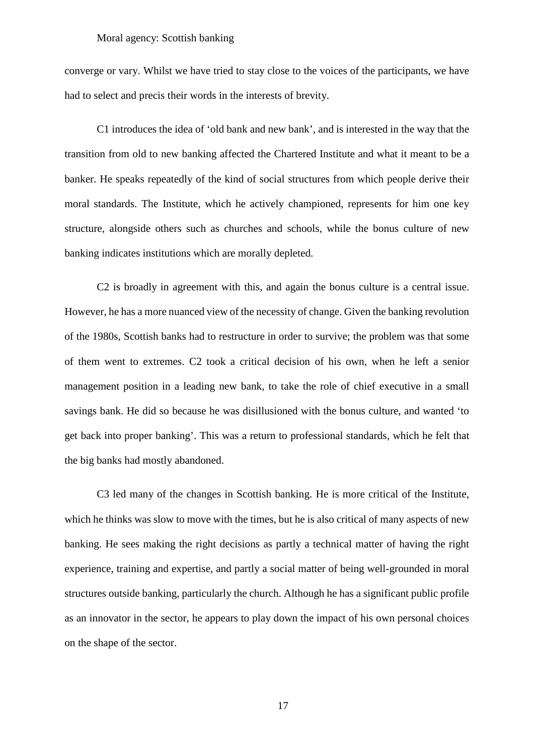converge or vary. Whilst we have tried to stay close to the voices of the participants, we have had to select and precis their words in the interests of brevity.

C1 introduces the idea of 'old bank and new bank', and is interested in the way that the transition from old to new banking affected the Chartered Institute and what it meant to be a banker. He speaks repeatedly of the kind of social structures from which people derive their moral standards. The Institute, which he actively championed, represents for him one key structure, alongside others such as churches and schools, while the bonus culture of new banking indicates institutions which are morally depleted.

C2 is broadly in agreement with this, and again the bonus culture is a central issue. However, he has a more nuanced view of the necessity of change. Given the banking revolution of the 1980s, Scottish banks had to restructure in order to survive; the problem was that some of them went to extremes. C2 took a critical decision of his own, when he left a senior management position in a leading new bank, to take the role of chief executive in a small savings bank. He did so because he was disillusioned with the bonus culture, and wanted 'to get back into proper banking'. This was a return to professional standards, which he felt that the big banks had mostly abandoned.

C3 led many of the changes in Scottish banking. He is more critical of the Institute, which he thinks was slow to move with the times, but he is also critical of many aspects of new banking. He sees making the right decisions as partly a technical matter of having the right experience, training and expertise, and partly a social matter of being well-grounded in moral structures outside banking, particularly the church. Although he has a significant public profile as an innovator in the sector, he appears to play down the impact of his own personal choices on the shape of the sector.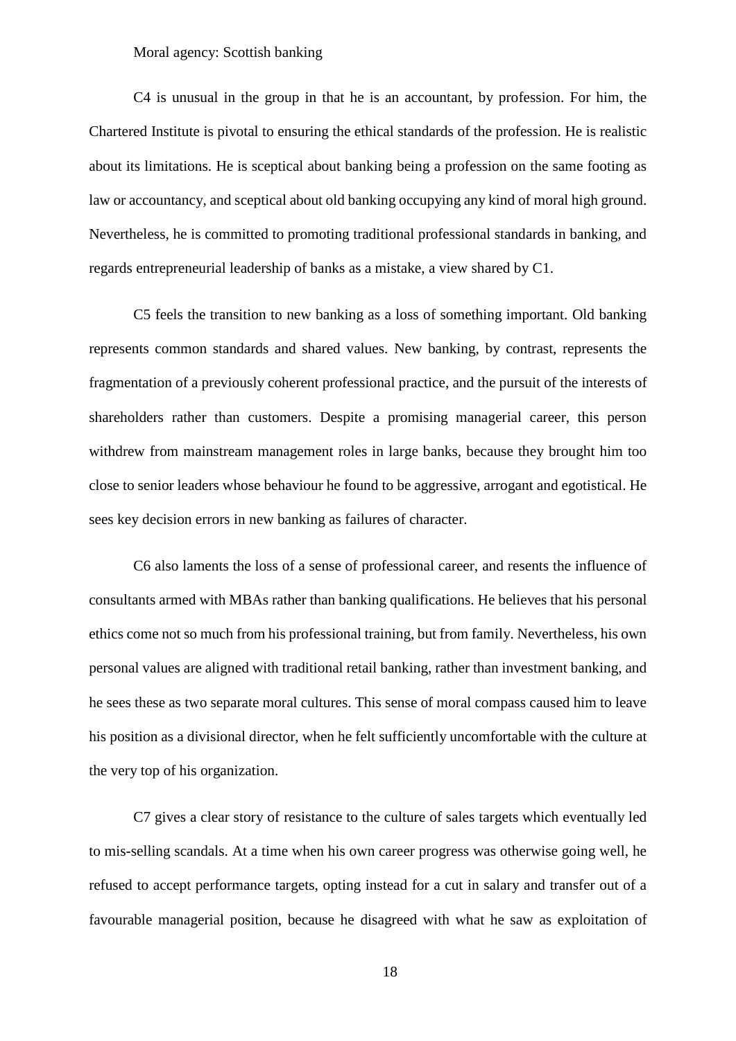C4 is unusual in the group in that he is an accountant, by profession. For him, the Chartered Institute is pivotal to ensuring the ethical standards of the profession. He is realistic about its limitations. He is sceptical about banking being a profession on the same footing as law or accountancy, and sceptical about old banking occupying any kind of moral high ground. Nevertheless, he is committed to promoting traditional professional standards in banking, and regards entrepreneurial leadership of banks as a mistake, a view shared by C1.

C5 feels the transition to new banking as a loss of something important. Old banking represents common standards and shared values. New banking, by contrast, represents the fragmentation of a previously coherent professional practice, and the pursuit of the interests of shareholders rather than customers. Despite a promising managerial career, this person withdrew from mainstream management roles in large banks, because they brought him too close to senior leaders whose behaviour he found to be aggressive, arrogant and egotistical. He sees key decision errors in new banking as failures of character.

C6 also laments the loss of a sense of professional career, and resents the influence of consultants armed with MBAs rather than banking qualifications. He believes that his personal ethics come not so much from his professional training, but from family. Nevertheless, his own personal values are aligned with traditional retail banking, rather than investment banking, and he sees these as two separate moral cultures. This sense of moral compass caused him to leave his position as a divisional director, when he felt sufficiently uncomfortable with the culture at the very top of his organization.

C7 gives a clear story of resistance to the culture of sales targets which eventually led to mis-selling scandals. At a time when his own career progress was otherwise going well, he refused to accept performance targets, opting instead for a cut in salary and transfer out of a favourable managerial position, because he disagreed with what he saw as exploitation of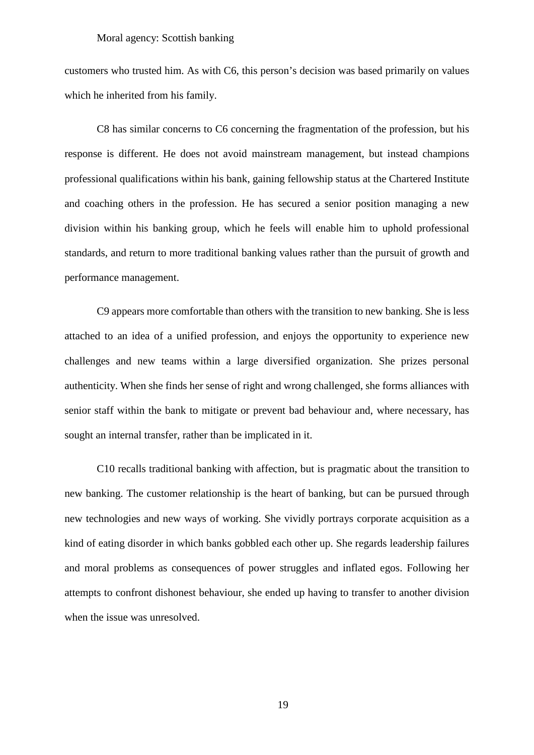customers who trusted him. As with C6, this person's decision was based primarily on values which he inherited from his family.

C8 has similar concerns to C6 concerning the fragmentation of the profession, but his response is different. He does not avoid mainstream management, but instead champions professional qualifications within his bank, gaining fellowship status at the Chartered Institute and coaching others in the profession. He has secured a senior position managing a new division within his banking group, which he feels will enable him to uphold professional standards, and return to more traditional banking values rather than the pursuit of growth and performance management.

C9 appears more comfortable than others with the transition to new banking. She is less attached to an idea of a unified profession, and enjoys the opportunity to experience new challenges and new teams within a large diversified organization. She prizes personal authenticity. When she finds her sense of right and wrong challenged, she forms alliances with senior staff within the bank to mitigate or prevent bad behaviour and, where necessary, has sought an internal transfer, rather than be implicated in it.

C10 recalls traditional banking with affection, but is pragmatic about the transition to new banking. The customer relationship is the heart of banking, but can be pursued through new technologies and new ways of working. She vividly portrays corporate acquisition as a kind of eating disorder in which banks gobbled each other up. She regards leadership failures and moral problems as consequences of power struggles and inflated egos. Following her attempts to confront dishonest behaviour, she ended up having to transfer to another division when the issue was unresolved.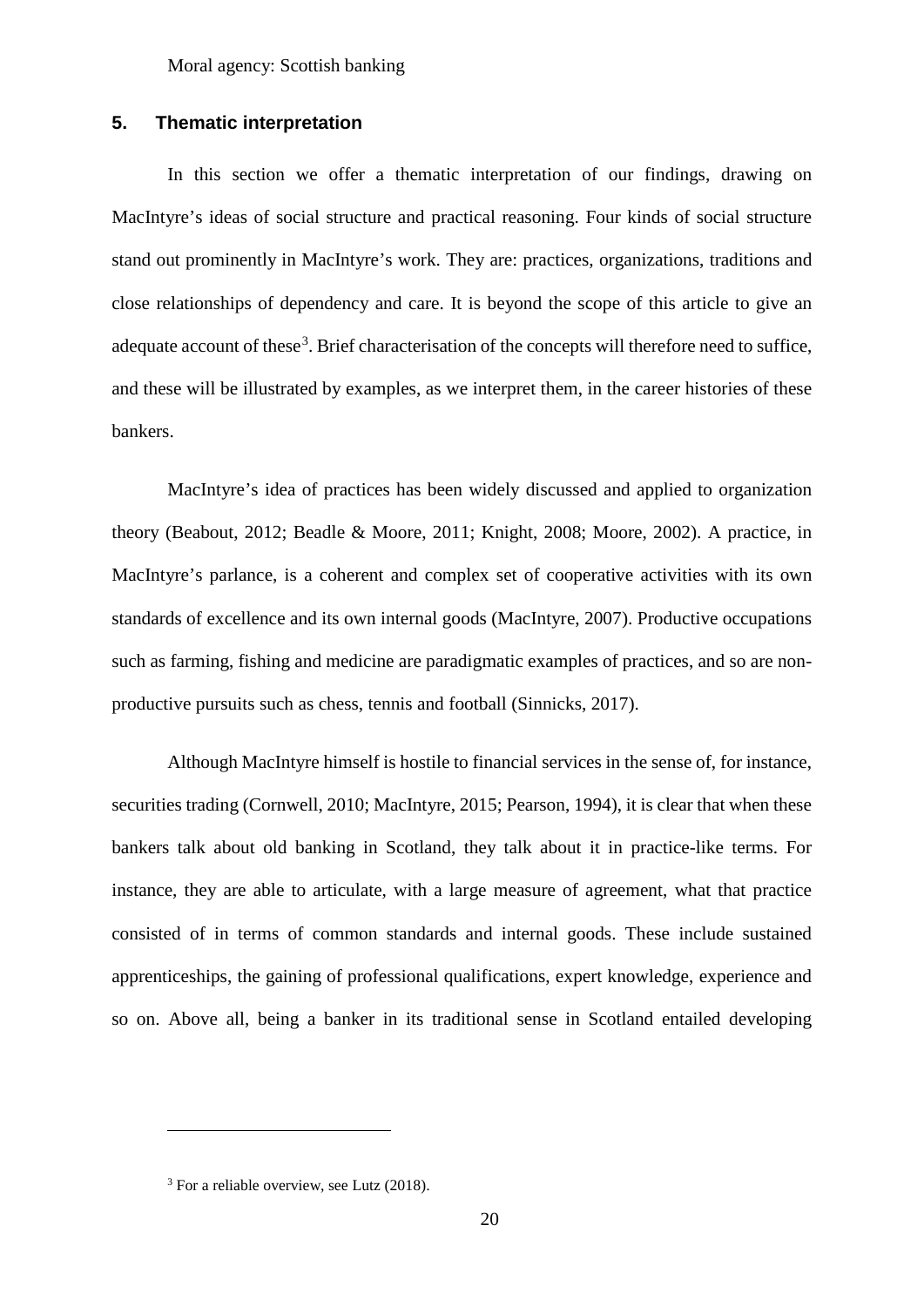## 5. Thematic interpretation

In this section we offer a thematic interpretation of our findings, drawing on MacIntyre's ideas of social structure and practical reasoning. Four kinds of social structure stand out prominently in MacIntyre's work. They are: practices, organizations, traditions and close relationships of dependency and care. It is beyond the scope of this article to give an adequate account of these[3]. Brief characterisation of the concepts will therefore need to suffice, and these will be illustrated by examples, as we interpret them, in the career histories of these bankers.

MacIntyre's idea of practices has been widely discussed and applied to organization theory (Beabout, 2012; Beadle & Moore, 2011; Knight, 2008; Moore, 2002). A practice, in MacIntyre's parlance, is a coherent and complex set of cooperative activities with its own standards of excellence and its own internal goods (MacIntyre, 2007). Productive occupations such as farming, fishing and medicine are paradigmatic examples of practices, and so are non-productive pursuits such as chess, tennis and football (Sinnicks, 2017).

Although MacIntyre himself is hostile to financial services in the sense of, for instance, securities trading (Cornwell, 2010; MacIntyre, 2015; Pearson, 1994), it is clear that when these bankers talk about old banking in Scotland, they talk about it in practice-like terms. For instance, they are able to articulate, with a large measure of agreement, what that practice consisted of in terms of common standards and internal goods. These include sustained apprenticeships, the gaining of professional qualifications, expert knowledge, experience and so on. Above all, being a banker in its traditional sense in Scotland entailed developing

---

[3] For a reliable overview, see Lutz (2018).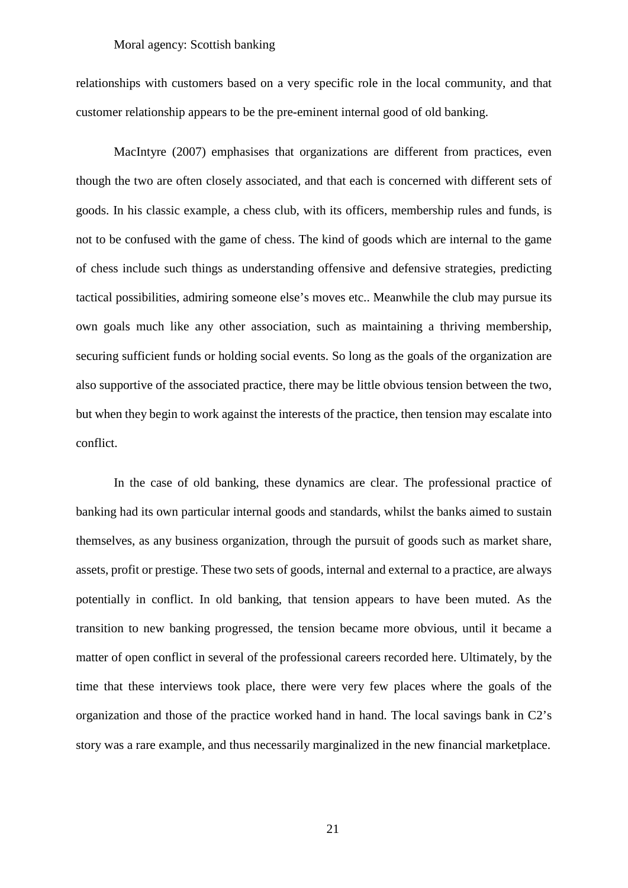relationships with customers based on a very specific role in the local community, and that customer relationship appears to be the pre-eminent internal good of old banking.

MacIntyre (2007) emphasises that organizations are different from practices, even though the two are often closely associated, and that each is concerned with different sets of goods. In his classic example, a chess club, with its officers, membership rules and funds, is not to be confused with the game of chess. The kind of goods which are internal to the game of chess include such things as understanding offensive and defensive strategies, predicting tactical possibilities, admiring someone else's moves etc.. Meanwhile the club may pursue its own goals much like any other association, such as maintaining a thriving membership, securing sufficient funds or holding social events. So long as the goals of the organization are also supportive of the associated practice, there may be little obvious tension between the two, but when they begin to work against the interests of the practice, then tension may escalate into conflict.

In the case of old banking, these dynamics are clear. The professional practice of banking had its own particular internal goods and standards, whilst the banks aimed to sustain themselves, as any business organization, through the pursuit of goods such as market share, assets, profit or prestige. These two sets of goods, internal and external to a practice, are always potentially in conflict. In old banking, that tension appears to have been muted. As the transition to new banking progressed, the tension became more obvious, until it became a matter of open conflict in several of the professional careers recorded here. Ultimately, by the time that these interviews took place, there were very few places where the goals of the organization and those of the practice worked hand in hand. The local savings bank in C2's story was a rare example, and thus necessarily marginalized in the new financial marketplace.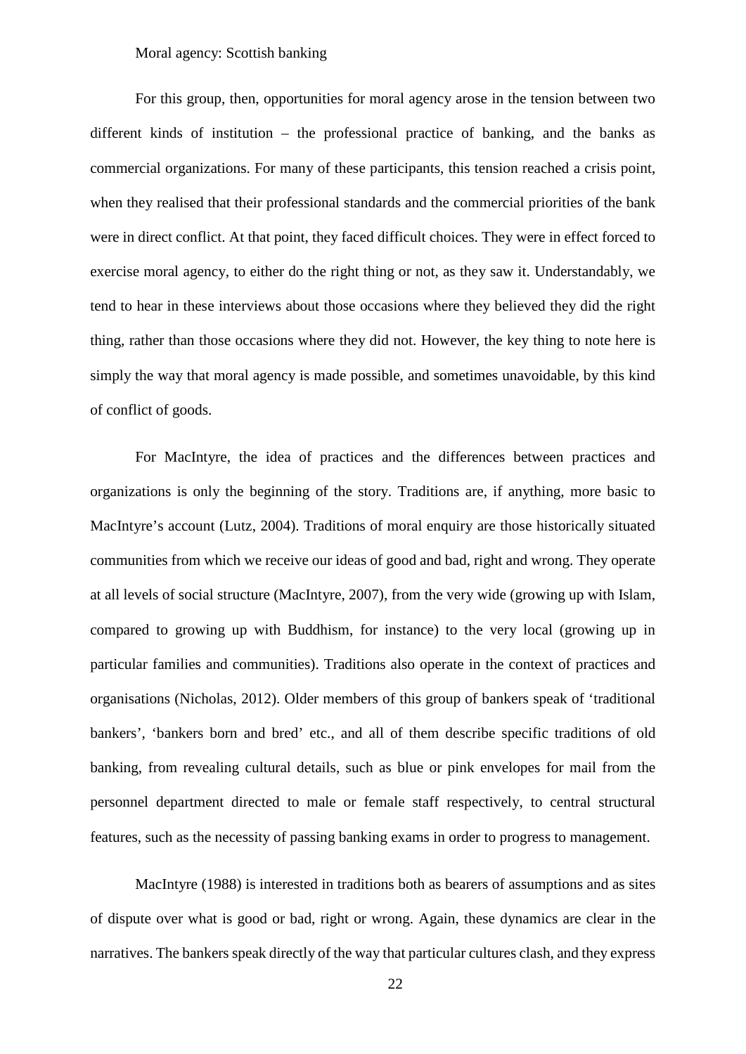Moral agency: Scottish banking

For this group, then, opportunities for moral agency arose in the tension between two different kinds of institution – the professional practice of banking, and the banks as commercial organizations. For many of these participants, this tension reached a crisis point, when they realised that their professional standards and the commercial priorities of the bank were in direct conflict. At that point, they faced difficult choices. They were in effect forced to exercise moral agency, to either do the right thing or not, as they saw it. Understandably, we tend to hear in these interviews about those occasions where they believed they did the right thing, rather than those occasions where they did not. However, the key thing to note here is simply the way that moral agency is made possible, and sometimes unavoidable, by this kind of conflict of goods.

For MacIntyre, the idea of practices and the differences between practices and organizations is only the beginning of the story. Traditions are, if anything, more basic to MacIntyre's account (Lutz, 2004). Traditions of moral enquiry are those historically situated communities from which we receive our ideas of good and bad, right and wrong. They operate at all levels of social structure (MacIntyre, 2007), from the very wide (growing up with Islam, compared to growing up with Buddhism, for instance) to the very local (growing up in particular families and communities). Traditions also operate in the context of practices and organisations (Nicholas, 2012). Older members of this group of bankers speak of 'traditional bankers', 'bankers born and bred' etc., and all of them describe specific traditions of old banking, from revealing cultural details, such as blue or pink envelopes for mail from the personnel department directed to male or female staff respectively, to central structural features, such as the necessity of passing banking exams in order to progress to management.

MacIntyre (1988) is interested in traditions both as bearers of assumptions and as sites of dispute over what is good or bad, right or wrong. Again, these dynamics are clear in the narratives. The bankers speak directly of the way that particular cultures clash, and they express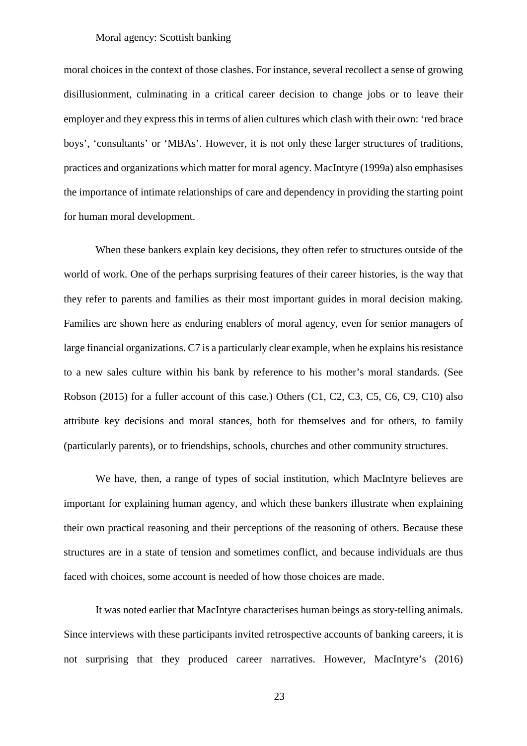moral choices in the context of those clashes. For instance, several recollect a sense of growing disillusionment, culminating in a critical career decision to change jobs or to leave their employer and they express this in terms of alien cultures which clash with their own: 'red brace boys', 'consultants' or 'MBAs'. However, it is not only these larger structures of traditions, practices and organizations which matter for moral agency. MacIntyre (1999a) also emphasises the importance of intimate relationships of care and dependency in providing the starting point for human moral development.

When these bankers explain key decisions, they often refer to structures outside of the world of work. One of the perhaps surprising features of their career histories, is the way that they refer to parents and families as their most important guides in moral decision making. Families are shown here as enduring enablers of moral agency, even for senior managers of large financial organizations. C7 is a particularly clear example, when he explains his resistance to a new sales culture within his bank by reference to his mother's moral standards. (See Robson (2015) for a fuller account of this case.) Others (C1, C2, C3, C5, C6, C9, C10) also attribute key decisions and moral stances, both for themselves and for others, to family (particularly parents), or to friendships, schools, churches and other community structures.

We have, then, a range of types of social institution, which MacIntyre believes are important for explaining human agency, and which these bankers illustrate when explaining their own practical reasoning and their perceptions of the reasoning of others. Because these structures are in a state of tension and sometimes conflict, and because individuals are thus faced with choices, some account is needed of how those choices are made.

It was noted earlier that MacIntyre characterises human beings as story-telling animals. Since interviews with these participants invited retrospective accounts of banking careers, it is not surprising that they produced career narratives. However, MacIntyre's (2016)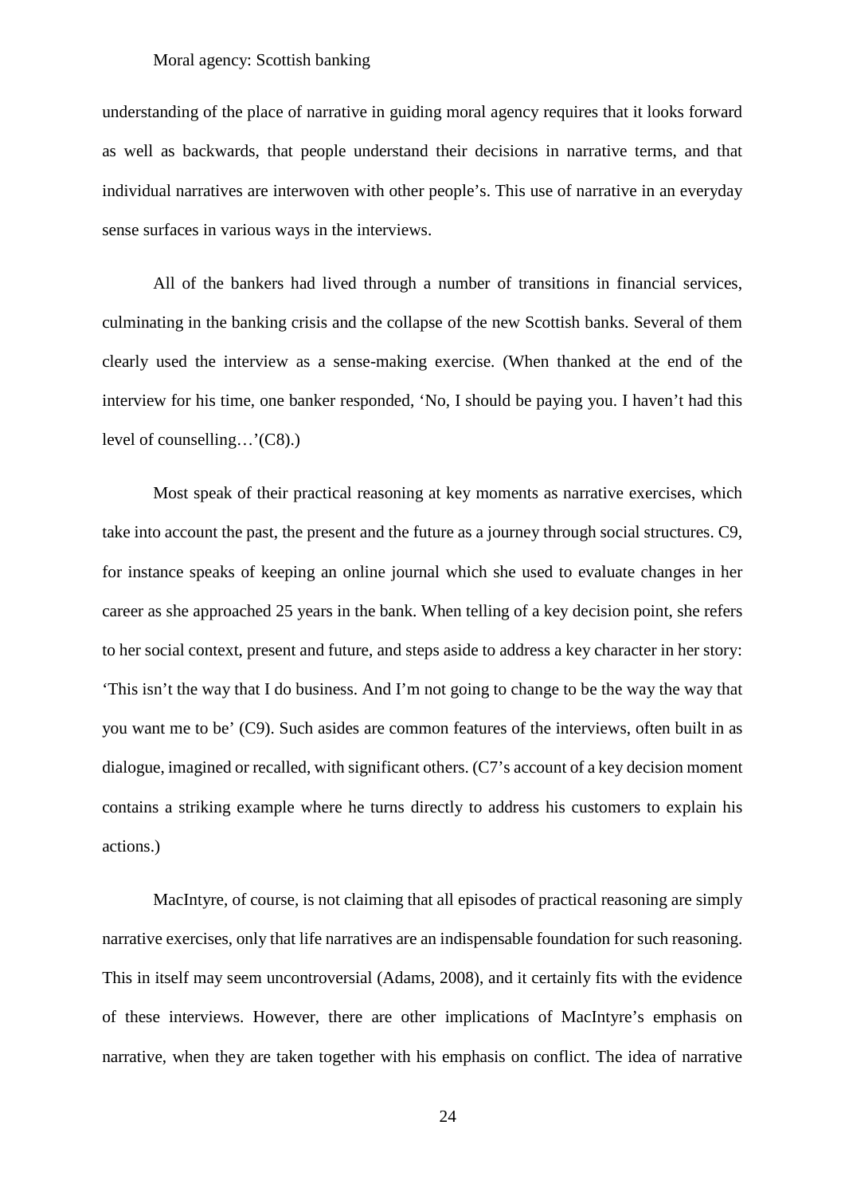understanding of the place of narrative in guiding moral agency requires that it looks forward as well as backwards, that people understand their decisions in narrative terms, and that individual narratives are interwoven with other people's. This use of narrative in an everyday sense surfaces in various ways in the interviews.

All of the bankers had lived through a number of transitions in financial services, culminating in the banking crisis and the collapse of the new Scottish banks. Several of them clearly used the interview as a sense-making exercise. (When thanked at the end of the interview for his time, one banker responded, 'No, I should be paying you. I haven't had this level of counselling…'(C8).)

Most speak of their practical reasoning at key moments as narrative exercises, which take into account the past, the present and the future as a journey through social structures. C9, for instance speaks of keeping an online journal which she used to evaluate changes in her career as she approached 25 years in the bank. When telling of a key decision point, she refers to her social context, present and future, and steps aside to address a key character in her story: 'This isn't the way that I do business. And I'm not going to change to be the way the way that you want me to be' (C9). Such asides are common features of the interviews, often built in as dialogue, imagined or recalled, with significant others. (C7's account of a key decision moment contains a striking example where he turns directly to address his customers to explain his actions.)

MacIntyre, of course, is not claiming that all episodes of practical reasoning are simply narrative exercises, only that life narratives are an indispensable foundation for such reasoning. This in itself may seem uncontroversial (Adams, 2008), and it certainly fits with the evidence of these interviews. However, there are other implications of MacIntyre's emphasis on narrative, when they are taken together with his emphasis on conflict. The idea of narrative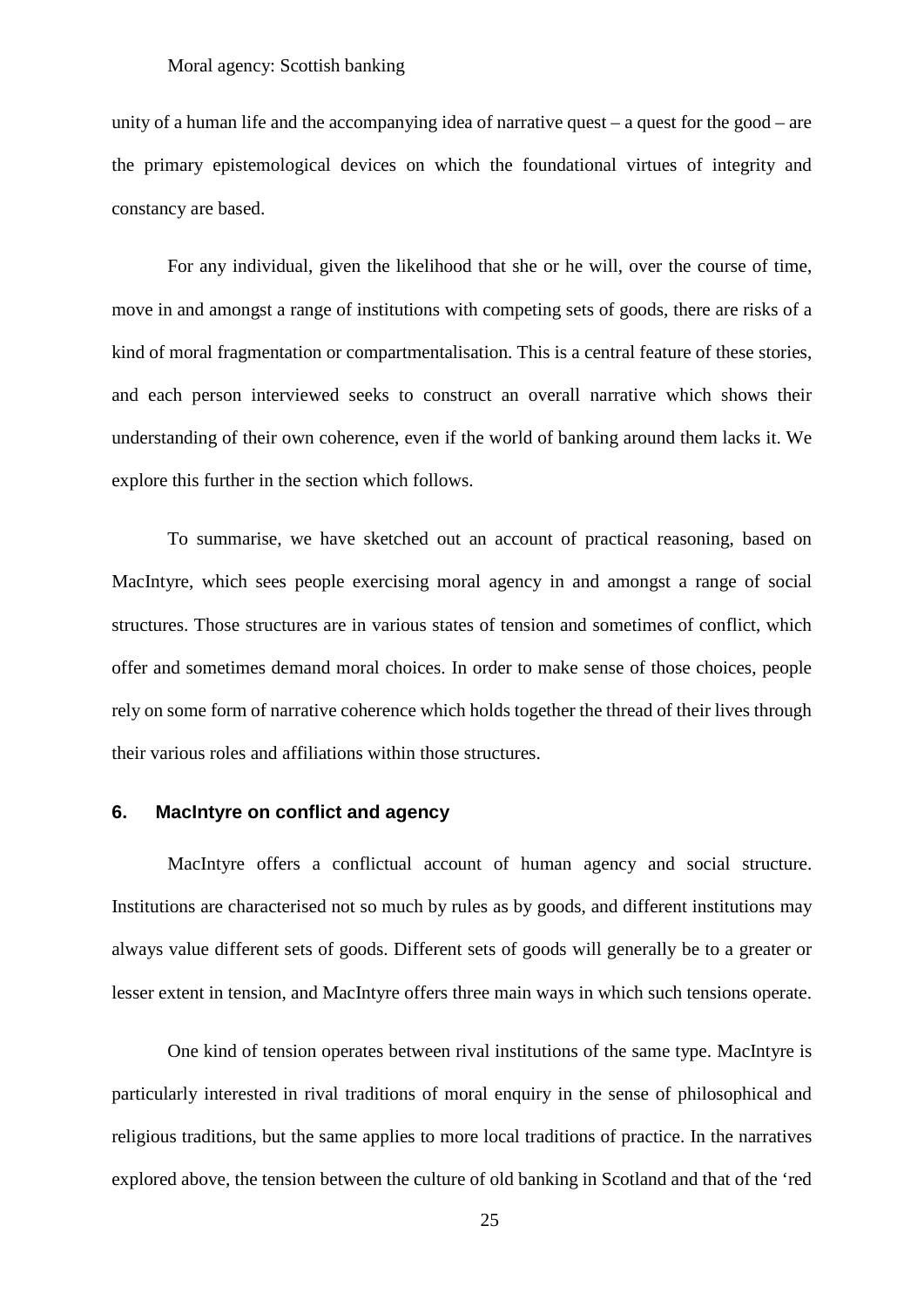unity of a human life and the accompanying idea of narrative quest – a quest for the good – are the primary epistemological devices on which the foundational virtues of integrity and constancy are based.

For any individual, given the likelihood that she or he will, over the course of time, move in and amongst a range of institutions with competing sets of goods, there are risks of a kind of moral fragmentation or compartmentalisation. This is a central feature of these stories, and each person interviewed seeks to construct an overall narrative which shows their understanding of their own coherence, even if the world of banking around them lacks it. We explore this further in the section which follows.

To summarise, we have sketched out an account of practical reasoning, based on MacIntyre, which sees people exercising moral agency in and amongst a range of social structures. Those structures are in various states of tension and sometimes of conflict, which offer and sometimes demand moral choices. In order to make sense of those choices, people rely on some form of narrative coherence which holds together the thread of their lives through their various roles and affiliations within those structures.

## 6. MacIntyre on conflict and agency

MacIntyre offers a conflictual account of human agency and social structure. Institutions are characterised not so much by rules as by goods, and different institutions may always value different sets of goods. Different sets of goods will generally be to a greater or lesser extent in tension, and MacIntyre offers three main ways in which such tensions operate.

One kind of tension operates between rival institutions of the same type. MacIntyre is particularly interested in rival traditions of moral enquiry in the sense of philosophical and religious traditions, but the same applies to more local traditions of practice. In the narratives explored above, the tension between the culture of old banking in Scotland and that of the 'red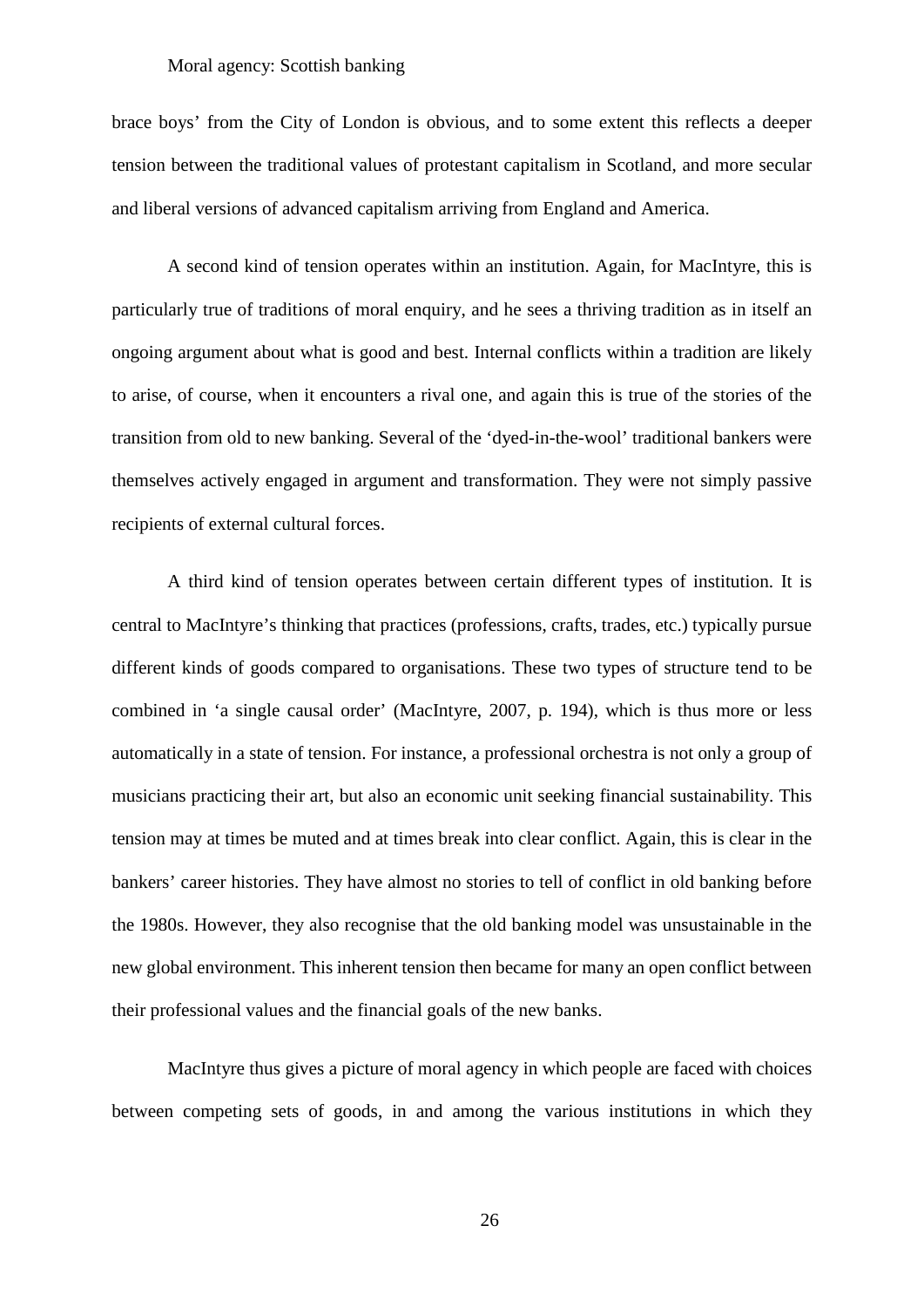brace boys' from the City of London is obvious, and to some extent this reflects a deeper tension between the traditional values of protestant capitalism in Scotland, and more secular and liberal versions of advanced capitalism arriving from England and America.

A second kind of tension operates within an institution. Again, for MacIntyre, this is particularly true of traditions of moral enquiry, and he sees a thriving tradition as in itself an ongoing argument about what is good and best. Internal conflicts within a tradition are likely to arise, of course, when it encounters a rival one, and again this is true of the stories of the transition from old to new banking. Several of the 'dyed-in-the-wool' traditional bankers were themselves actively engaged in argument and transformation. They were not simply passive recipients of external cultural forces.

A third kind of tension operates between certain different types of institution. It is central to MacIntyre's thinking that practices (professions, crafts, trades, etc.) typically pursue different kinds of goods compared to organisations. These two types of structure tend to be combined in 'a single causal order' (MacIntyre, 2007, p. 194), which is thus more or less automatically in a state of tension. For instance, a professional orchestra is not only a group of musicians practicing their art, but also an economic unit seeking financial sustainability. This tension may at times be muted and at times break into clear conflict. Again, this is clear in the bankers' career histories. They have almost no stories to tell of conflict in old banking before the 1980s. However, they also recognise that the old banking model was unsustainable in the new global environment. This inherent tension then became for many an open conflict between their professional values and the financial goals of the new banks.

MacIntyre thus gives a picture of moral agency in which people are faced with choices between competing sets of goods, in and among the various institutions in which they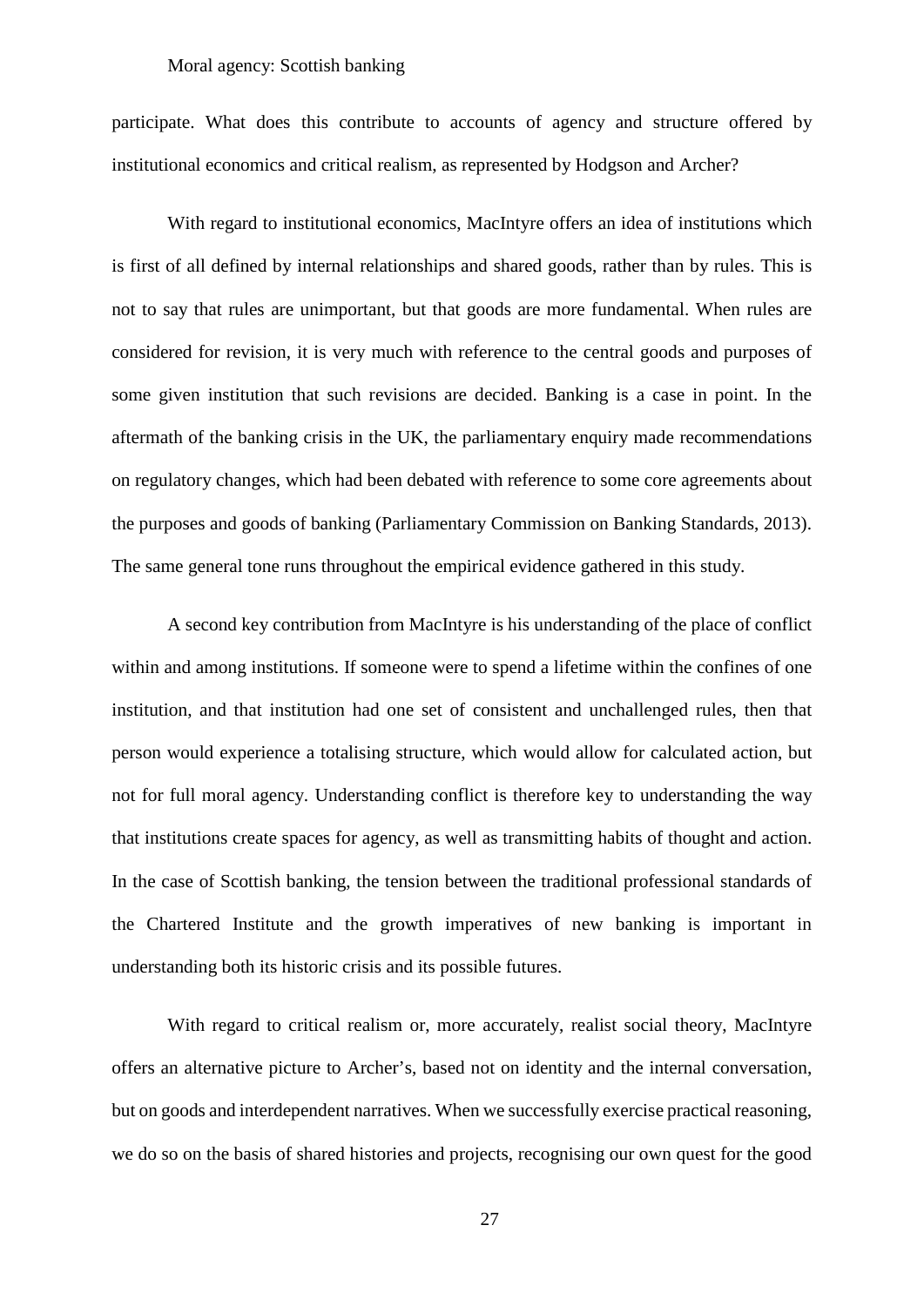participate. What does this contribute to accounts of agency and structure offered by institutional economics and critical realism, as represented by Hodgson and Archer?

With regard to institutional economics, MacIntyre offers an idea of institutions which is first of all defined by internal relationships and shared goods, rather than by rules. This is not to say that rules are unimportant, but that goods are more fundamental. When rules are considered for revision, it is very much with reference to the central goods and purposes of some given institution that such revisions are decided. Banking is a case in point. In the aftermath of the banking crisis in the UK, the parliamentary enquiry made recommendations on regulatory changes, which had been debated with reference to some core agreements about the purposes and goods of banking (Parliamentary Commission on Banking Standards, 2013). The same general tone runs throughout the empirical evidence gathered in this study.

A second key contribution from MacIntyre is his understanding of the place of conflict within and among institutions. If someone were to spend a lifetime within the confines of one institution, and that institution had one set of consistent and unchallenged rules, then that person would experience a totalising structure, which would allow for calculated action, but not for full moral agency. Understanding conflict is therefore key to understanding the way that institutions create spaces for agency, as well as transmitting habits of thought and action. In the case of Scottish banking, the tension between the traditional professional standards of the Chartered Institute and the growth imperatives of new banking is important in understanding both its historic crisis and its possible futures.

With regard to critical realism or, more accurately, realist social theory, MacIntyre offers an alternative picture to Archer's, based not on identity and the internal conversation, but on goods and interdependent narratives. When we successfully exercise practical reasoning, we do so on the basis of shared histories and projects, recognising our own quest for the good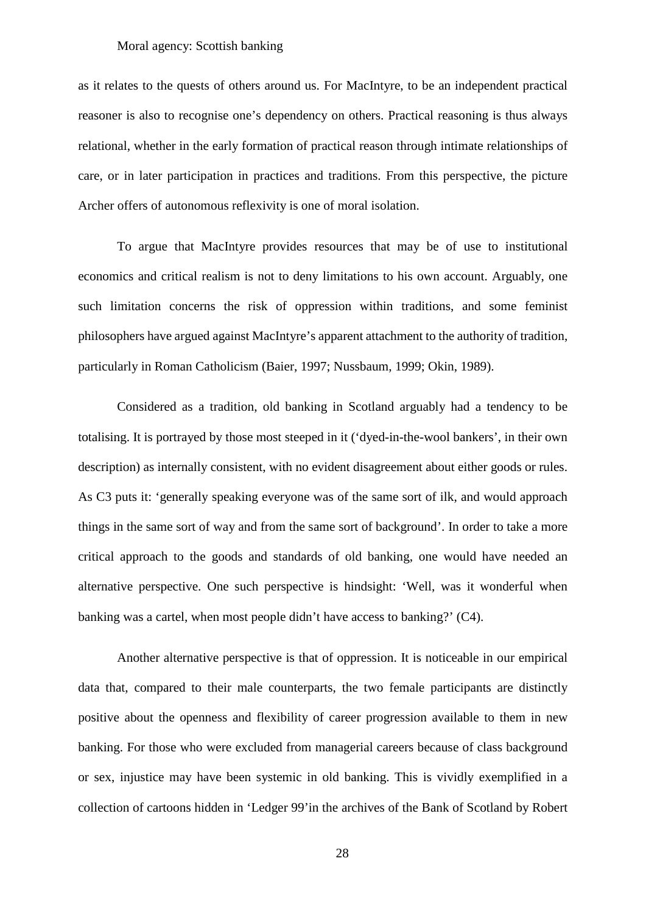as it relates to the quests of others around us. For MacIntyre, to be an independent practical reasoner is also to recognise one's dependency on others. Practical reasoning is thus always relational, whether in the early formation of practical reason through intimate relationships of care, or in later participation in practices and traditions. From this perspective, the picture Archer offers of autonomous reflexivity is one of moral isolation.

To argue that MacIntyre provides resources that may be of use to institutional economics and critical realism is not to deny limitations to his own account. Arguably, one such limitation concerns the risk of oppression within traditions, and some feminist philosophers have argued against MacIntyre's apparent attachment to the authority of tradition, particularly in Roman Catholicism (Baier, 1997; Nussbaum, 1999; Okin, 1989).

Considered as a tradition, old banking in Scotland arguably had a tendency to be totalising. It is portrayed by those most steeped in it ('dyed-in-the-wool bankers', in their own description) as internally consistent, with no evident disagreement about either goods or rules. As C3 puts it: 'generally speaking everyone was of the same sort of ilk, and would approach things in the same sort of way and from the same sort of background'. In order to take a more critical approach to the goods and standards of old banking, one would have needed an alternative perspective. One such perspective is hindsight: 'Well, was it wonderful when banking was a cartel, when most people didn't have access to banking?' (C4).

Another alternative perspective is that of oppression. It is noticeable in our empirical data that, compared to their male counterparts, the two female participants are distinctly positive about the openness and flexibility of career progression available to them in new banking. For those who were excluded from managerial careers because of class background or sex, injustice may have been systemic in old banking. This is vividly exemplified in a collection of cartoons hidden in 'Ledger 99'in the archives of the Bank of Scotland by Robert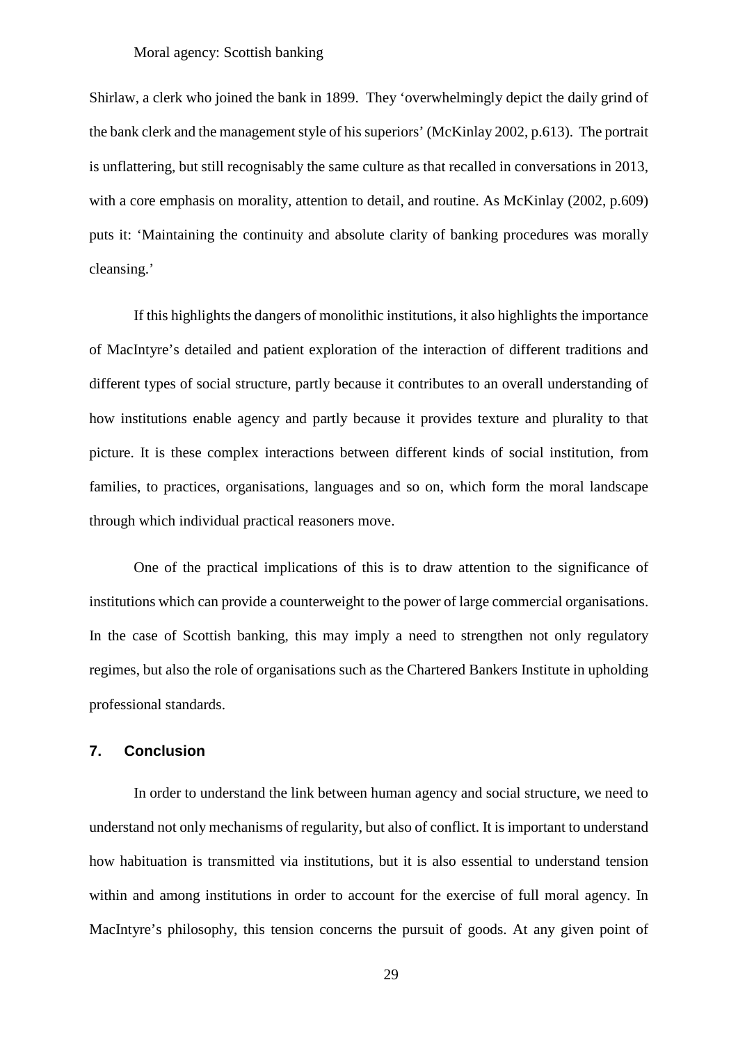Shirlaw, a clerk who joined the bank in 1899. They 'overwhelmingly depict the daily grind of the bank clerk and the management style of his superiors' (McKinlay 2002, p.613). The portrait is unflattering, but still recognisably the same culture as that recalled in conversations in 2013, with a core emphasis on morality, attention to detail, and routine. As McKinlay (2002, p.609) puts it: 'Maintaining the continuity and absolute clarity of banking procedures was morally cleansing.'

If this highlights the dangers of monolithic institutions, it also highlights the importance of MacIntyre's detailed and patient exploration of the interaction of different traditions and different types of social structure, partly because it contributes to an overall understanding of how institutions enable agency and partly because it provides texture and plurality to that picture. It is these complex interactions between different kinds of social institution, from families, to practices, organisations, languages and so on, which form the moral landscape through which individual practical reasoners move.

One of the practical implications of this is to draw attention to the significance of institutions which can provide a counterweight to the power of large commercial organisations. In the case of Scottish banking, this may imply a need to strengthen not only regulatory regimes, but also the role of organisations such as the Chartered Bankers Institute in upholding professional standards.

## 7. Conclusion

In order to understand the link between human agency and social structure, we need to understand not only mechanisms of regularity, but also of conflict. It is important to understand how habituation is transmitted via institutions, but it is also essential to understand tension within and among institutions in order to account for the exercise of full moral agency. In MacIntyre's philosophy, this tension concerns the pursuit of goods. At any given point of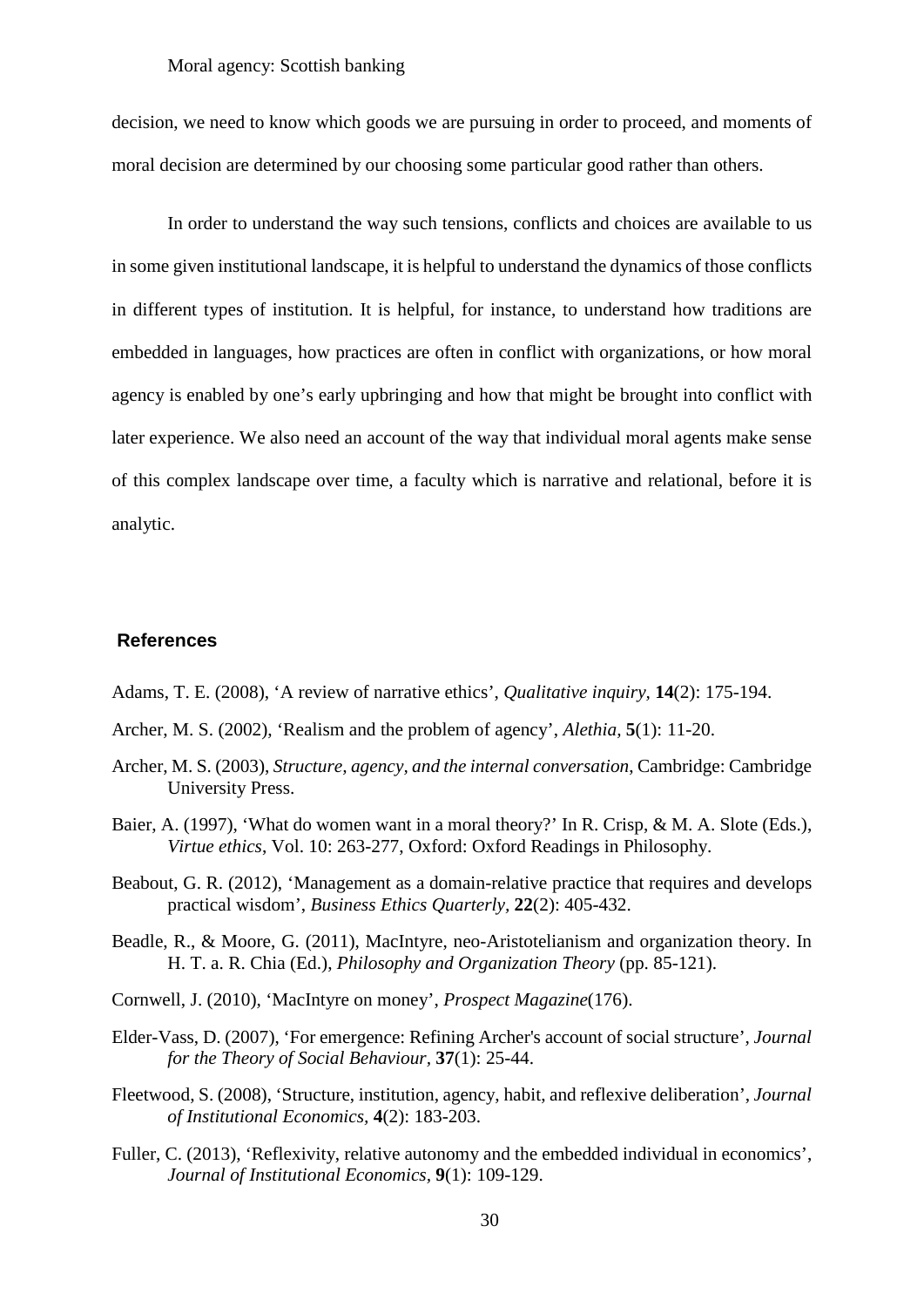decision, we need to know which goods we are pursuing in order to proceed, and moments of moral decision are determined by our choosing some particular good rather than others.

In order to understand the way such tensions, conflicts and choices are available to us in some given institutional landscape, it is helpful to understand the dynamics of those conflicts in different types of institution. It is helpful, for instance, to understand how traditions are embedded in languages, how practices are often in conflict with organizations, or how moral agency is enabled by one's early upbringing and how that might be brought into conflict with later experience. We also need an account of the way that individual moral agents make sense of this complex landscape over time, a faculty which is narrative and relational, before it is analytic.

## References

Adams, T. E. (2008), 'A review of narrative ethics', *Qualitative inquiry*, **14**(2): 175-194.

Archer, M. S. (2002), 'Realism and the problem of agency', *Alethia*, **5**(1): 11-20.

Archer, M. S. (2003), *Structure, agency, and the internal conversation*, Cambridge: Cambridge University Press.

Baier, A. (1997), 'What do women want in a moral theory?' In R. Crisp, & M. A. Slote (Eds.), *Virtue ethics*, Vol. 10: 263-277, Oxford: Oxford Readings in Philosophy.

Beabout, G. R. (2012), 'Management as a domain-relative practice that requires and develops practical wisdom', *Business Ethics Quarterly*, **22**(2): 405-432.

Beadle, R., & Moore, G. (2011), MacIntyre, neo-Aristotelianism and organization theory. In H. T. a. R. Chia (Ed.), *Philosophy and Organization Theory* (pp. 85-121).

Cornwell, J. (2010), 'MacIntyre on money', *Prospect Magazine*(176).

Elder-Vass, D. (2007), 'For emergence: Refining Archer's account of social structure', *Journal for the Theory of Social Behaviour*, **37**(1): 25-44.

Fleetwood, S. (2008), 'Structure, institution, agency, habit, and reflexive deliberation', *Journal of Institutional Economics*, **4**(2): 183-203.

Fuller, C. (2013), 'Reflexivity, relative autonomy and the embedded individual in economics', *Journal of Institutional Economics*, **9**(1): 109-129.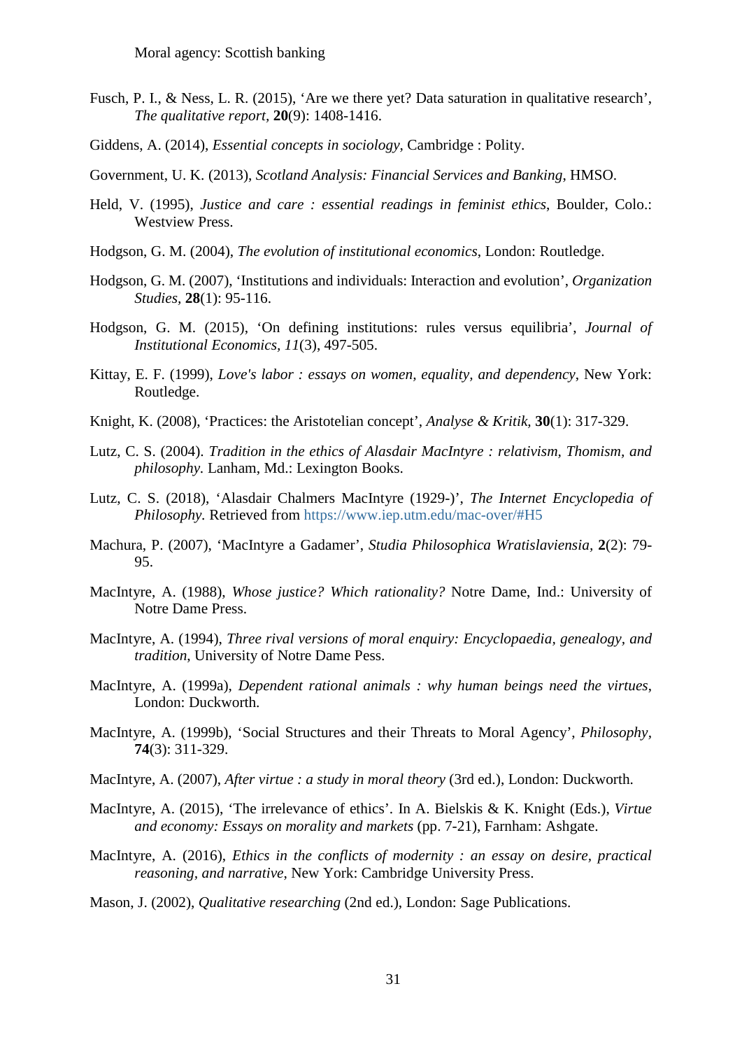Moral agency: Scottish banking

Fusch, P. I., & Ness, L. R. (2015), ‘Are we there yet? Data saturation in qualitative research’, *The qualitative report*, **20**(9): 1408-1416.

Giddens, A. (2014), *Essential concepts in sociology*, Cambridge : Polity.

Government, U. K. (2013), *Scotland Analysis: Financial Services and Banking*, HMSO.

Held, V. (1995), *Justice and care : essential readings in feminist ethics*, Boulder, Colo.: Westview Press.

Hodgson, G. M. (2004), *The evolution of institutional economics*, London: Routledge.

Hodgson, G. M. (2007), ‘Institutions and individuals: Interaction and evolution’, *Organization Studies*, **28**(1): 95-116.

Hodgson, G. M. (2015), ‘On defining institutions: rules versus equilibria’, *Journal of Institutional Economics, 11*(3), 497-505.

Kittay, E. F. (1999), *Love's labor : essays on women, equality, and dependency*, New York: Routledge.

Knight, K. (2008), ‘Practices: the Aristotelian concept’, *Analyse & Kritik*, **30**(1): 317-329.

Lutz, C. S. (2004). *Tradition in the ethics of Alasdair MacIntyre : relativism, Thomism, and philosophy*. Lanham, Md.: Lexington Books.

Lutz, C. S. (2018), ‘Alasdair Chalmers MacIntyre (1929-)’, *The Internet Encyclopedia of Philosophy*. Retrieved from https://www.iep.utm.edu/mac-over/#H5

Machura, P. (2007), ‘MacIntyre a Gadamer’, *Studia Philosophica Wratislaviensia*, **2**(2): 79-95.

MacIntyre, A. (1988), *Whose justice? Which rationality?* Notre Dame, Ind.: University of Notre Dame Press.

MacIntyre, A. (1994), *Three rival versions of moral enquiry: Encyclopaedia, genealogy, and tradition*, University of Notre Dame Pess.

MacIntyre, A. (1999a), *Dependent rational animals : why human beings need the virtues*, London: Duckworth.

MacIntyre, A. (1999b), ‘Social Structures and their Threats to Moral Agency’, *Philosophy*, **74**(3): 311-329.

MacIntyre, A. (2007), *After virtue : a study in moral theory* (3rd ed.), London: Duckworth.

MacIntyre, A. (2015), ‘The irrelevance of ethics’. In A. Bielskis & K. Knight (Eds.), *Virtue and economy: Essays on morality and markets* (pp. 7-21), Farnham: Ashgate.

MacIntyre, A. (2016), *Ethics in the conflicts of modernity : an essay on desire, practical reasoning, and narrative*, New York: Cambridge University Press.

Mason, J. (2002), *Qualitative researching* (2nd ed.), London: Sage Publications.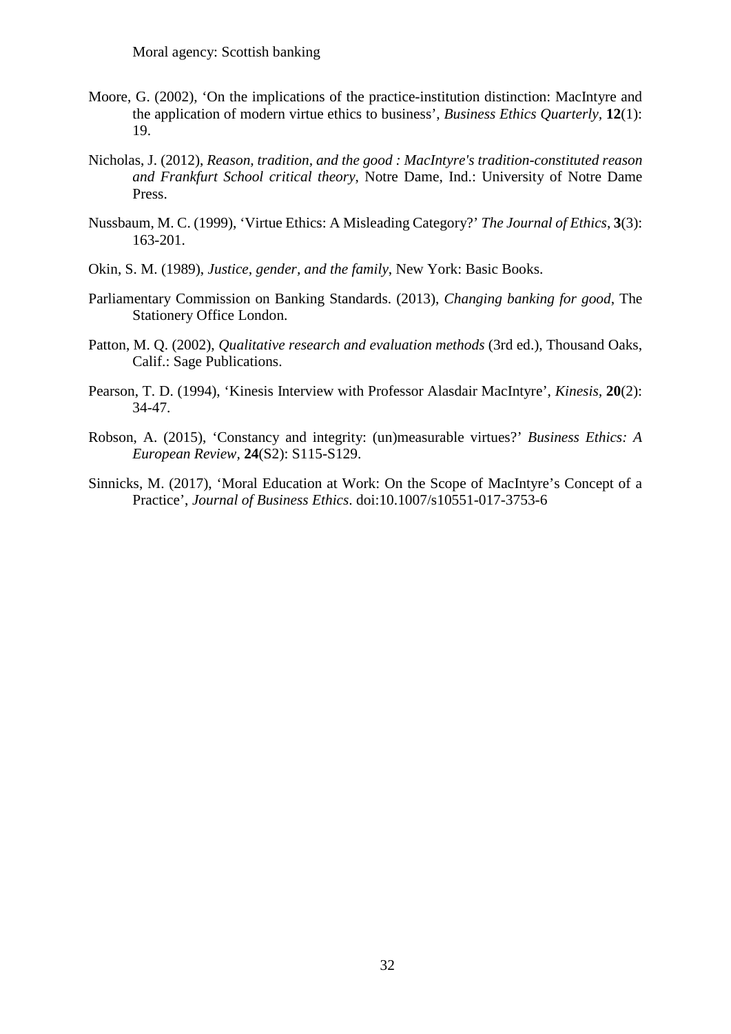Moore, G. (2002), 'On the implications of the practice-institution distinction: MacIntyre and the application of modern virtue ethics to business', *Business Ethics Quarterly*, **12**(1): 19.

Nicholas, J. (2012), *Reason, tradition, and the good : MacIntyre's tradition-constituted reason and Frankfurt School critical theory*, Notre Dame, Ind.: University of Notre Dame Press.

Nussbaum, M. C. (1999), 'Virtue Ethics: A Misleading Category?' *The Journal of Ethics*, **3**(3): 163-201.

Okin, S. M. (1989), *Justice, gender, and the family*, New York: Basic Books.

Parliamentary Commission on Banking Standards. (2013), *Changing banking for good*, The Stationery Office London.

Patton, M. Q. (2002), *Qualitative research and evaluation methods* (3rd ed.), Thousand Oaks, Calif.: Sage Publications.

Pearson, T. D. (1994), 'Kinesis Interview with Professor Alasdair MacIntyre', *Kinesis*, **20**(2): 34-47.

Robson, A. (2015), 'Constancy and integrity: (un)measurable virtues?' *Business Ethics: A European Review*, **24**(S2): S115-S129.

Sinnicks, M. (2017), 'Moral Education at Work: On the Scope of MacIntyre's Concept of a Practice', *Journal of Business Ethics*. doi:10.1007/s10551-017-3753-6